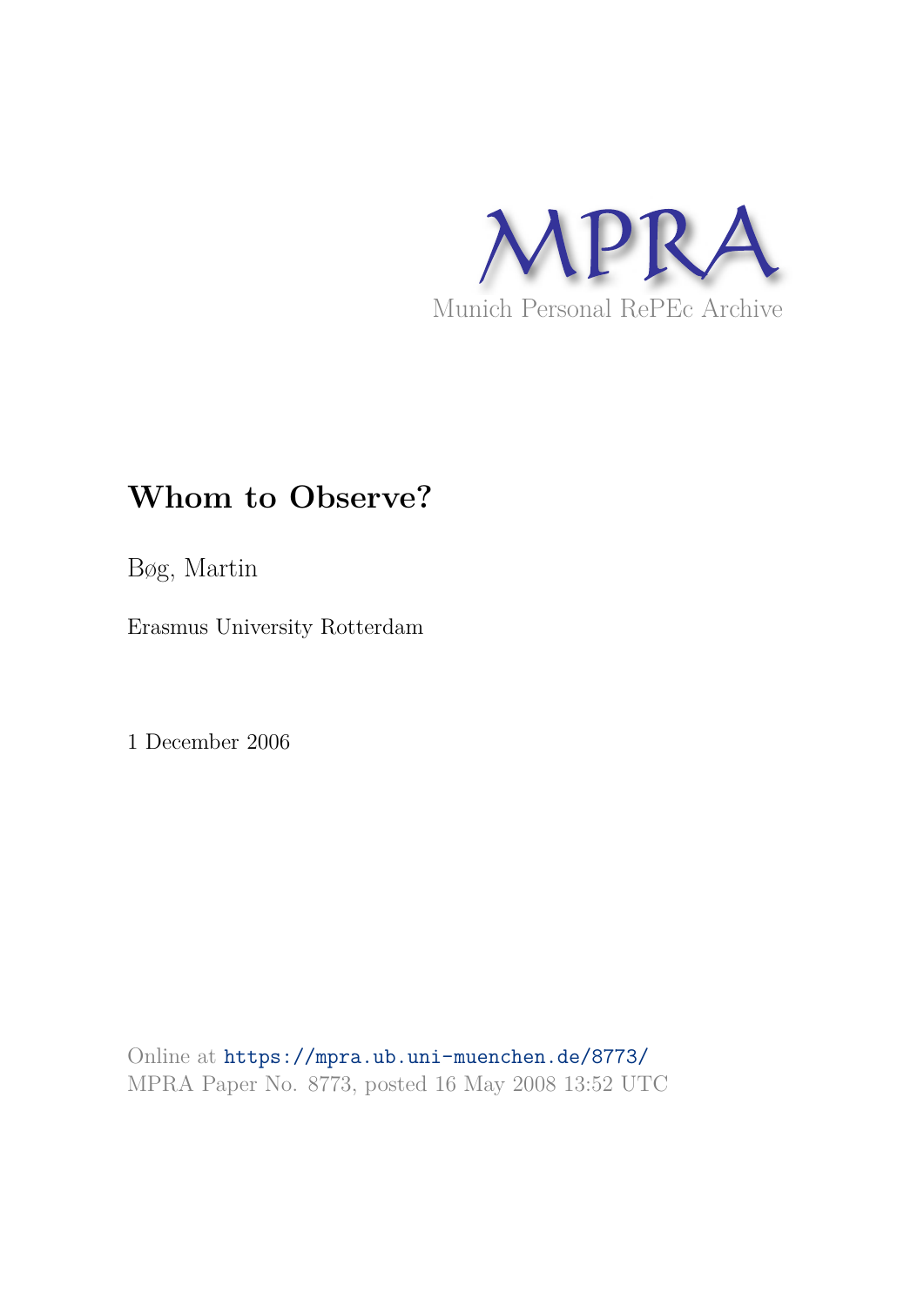MPRA

Munich Personal RePEc Archive

# Whom to Observe?

Bøg, Martin

Erasmus University Rotterdam

1 December 2006

Online at https://mpra.ub.uni-muenchen.de/8773/
MPRA Paper No. 8773, posted 16 May 2008 13:52 UTC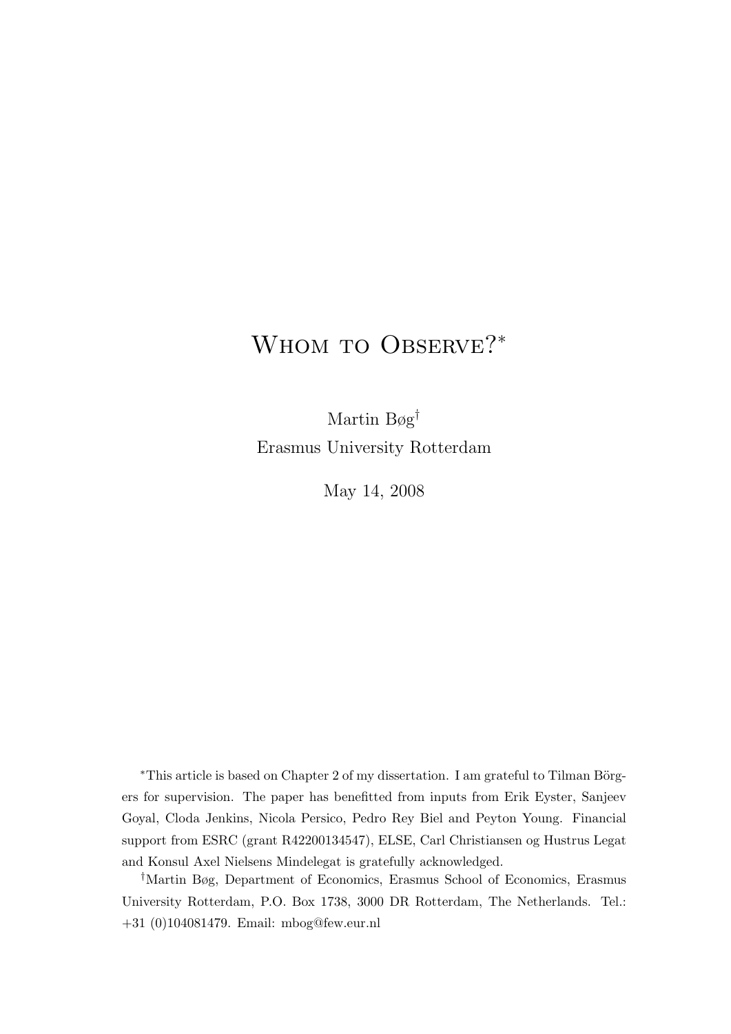# Whom to Observe?*

Martin Bøg[†]

Erasmus University Rotterdam

May 14, 2008

*This article is based on Chapter 2 of my dissertation. I am grateful to Tilman Börgers for supervision. The paper has benefitted from inputs from Erik Eyster, Sanjeev Goyal, Cloda Jenkins, Nicola Persico, Pedro Rey Biel and Peyton Young. Financial support from ESRC (grant R42200134547), ELSE, Carl Christiansen og Hustrus Legat and Konsul Axel Nielsens Mindelegat is gratefully acknowledged.

[†]Martin Bøg, Department of Economics, Erasmus School of Economics, Erasmus University Rotterdam, P.O. Box 1738, 3000 DR Rotterdam, The Netherlands. Tel.: +31 (0)104081479. Email: mbog@few.eur.nl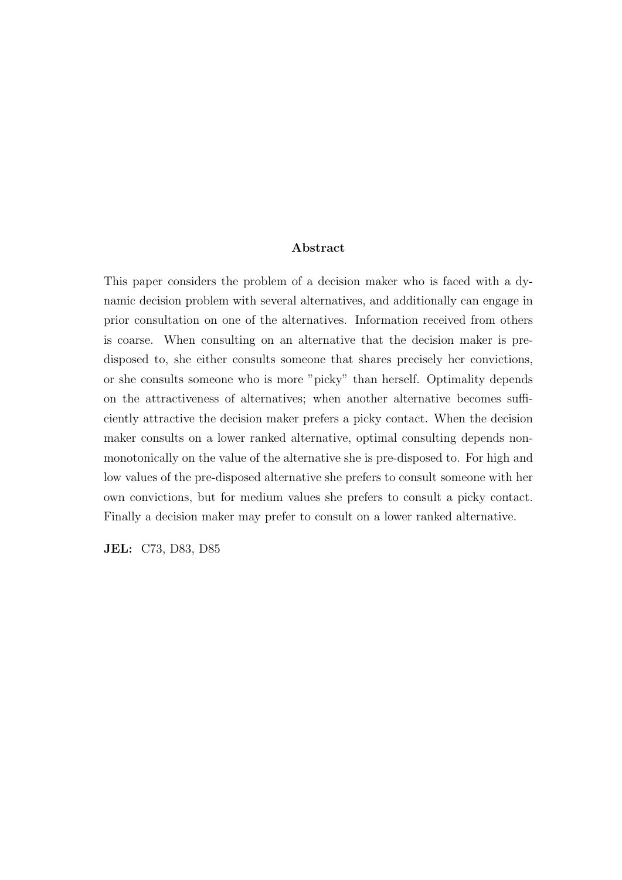## Abstract

This paper considers the problem of a decision maker who is faced with a dynamic decision problem with several alternatives, and additionally can engage in prior consultation on one of the alternatives. Information received from others is coarse. When consulting on an alternative that the decision maker is pre-disposed to, she either consults someone that shares precisely her convictions, or she consults someone who is more "picky" than herself. Optimality depends on the attractiveness of alternatives; when another alternative becomes sufficiently attractive the decision maker prefers a picky contact. When the decision maker consults on a lower ranked alternative, optimal consulting depends non-monotonically on the value of the alternative she is pre-disposed to. For high and low values of the pre-disposed alternative she prefers to consult someone with her own convictions, but for medium values she prefers to consult a picky contact. Finally a decision maker may prefer to consult on a lower ranked alternative.

**JEL:** C73, D83, D85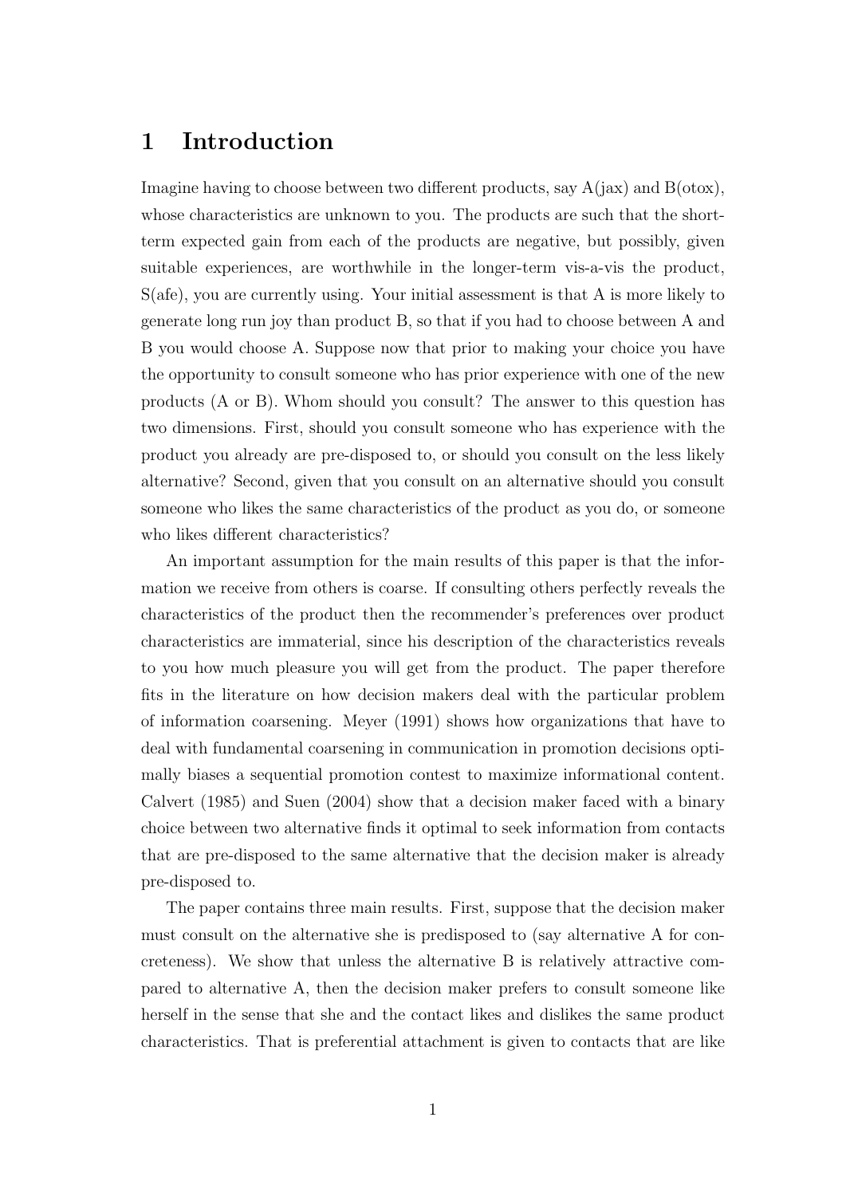# 1 Introduction

Imagine having to choose between two different products, say A(jax) and B(otox), whose characteristics are unknown to you. The products are such that the short-term expected gain from each of the products are negative, but possibly, given suitable experiences, are worthwhile in the longer-term vis-a-vis the product, S(afe), you are currently using. Your initial assessment is that A is more likely to generate long run joy than product B, so that if you had to choose between A and B you would choose A. Suppose now that prior to making your choice you have the opportunity to consult someone who has prior experience with one of the new products (A or B). Whom should you consult? The answer to this question has two dimensions. First, should you consult someone who has experience with the product you already are pre-disposed to, or should you consult on the less likely alternative? Second, given that you consult on an alternative should you consult someone who likes the same characteristics of the product as you do, or someone who likes different characteristics?

An important assumption for the main results of this paper is that the information we receive from others is coarse. If consulting others perfectly reveals the characteristics of the product then the recommender's preferences over product characteristics are immaterial, since his description of the characteristics reveals to you how much pleasure you will get from the product. The paper therefore fits in the literature on how decision makers deal with the particular problem of information coarsening. Meyer (1991) shows how organizations that have to deal with fundamental coarsening in communication in promotion decisions optimally biases a sequential promotion contest to maximize informational content. Calvert (1985) and Suen (2004) show that a decision maker faced with a binary choice between two alternative finds it optimal to seek information from contacts that are pre-disposed to the same alternative that the decision maker is already pre-disposed to.

The paper contains three main results. First, suppose that the decision maker must consult on the alternative she is predisposed to (say alternative A for concreteness). We show that unless the alternative B is relatively attractive compared to alternative A, then the decision maker prefers to consult someone like herself in the sense that she and the contact likes and dislikes the same product characteristics. That is preferential attachment is given to contacts that are like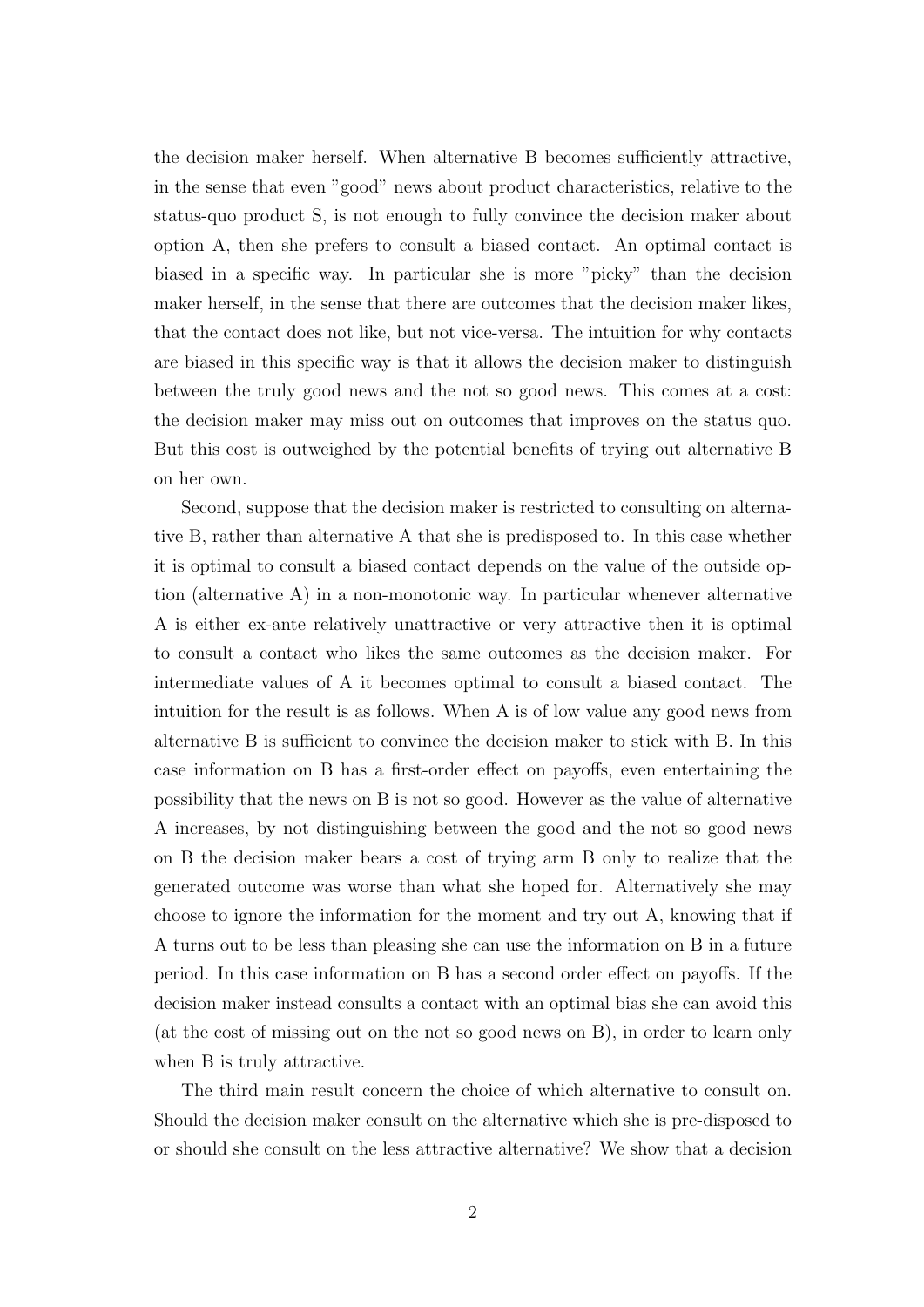the decision maker herself. When alternative B becomes sufficiently attractive, in the sense that even "good" news about product characteristics, relative to the status-quo product S, is not enough to fully convince the decision maker about option A, then she prefers to consult a biased contact. An optimal contact is biased in a specific way. In particular she is more "picky" than the decision maker herself, in the sense that there are outcomes that the decision maker likes, that the contact does not like, but not vice-versa. The intuition for why contacts are biased in this specific way is that it allows the decision maker to distinguish between the truly good news and the not so good news. This comes at a cost: the decision maker may miss out on outcomes that improves on the status quo. But this cost is outweighed by the potential benefits of trying out alternative B on her own.

Second, suppose that the decision maker is restricted to consulting on alternative B, rather than alternative A that she is predisposed to. In this case whether it is optimal to consult a biased contact depends on the value of the outside option (alternative A) in a non-monotonic way. In particular whenever alternative A is either ex-ante relatively unattractive or very attractive then it is optimal to consult a contact who likes the same outcomes as the decision maker. For intermediate values of A it becomes optimal to consult a biased contact. The intuition for the result is as follows. When A is of low value any good news from alternative B is sufficient to convince the decision maker to stick with B. In this case information on B has a first-order effect on payoffs, even entertaining the possibility that the news on B is not so good. However as the value of alternative A increases, by not distinguishing between the good and the not so good news on B the decision maker bears a cost of trying arm B only to realize that the generated outcome was worse than what she hoped for. Alternatively she may choose to ignore the information for the moment and try out A, knowing that if A turns out to be less than pleasing she can use the information on B in a future period. In this case information on B has a second order effect on payoffs. If the decision maker instead consults a contact with an optimal bias she can avoid this (at the cost of missing out on the not so good news on B), in order to learn only when B is truly attractive.

The third main result concern the choice of which alternative to consult on. Should the decision maker consult on the alternative which she is pre-disposed to or should she consult on the less attractive alternative? We show that a decision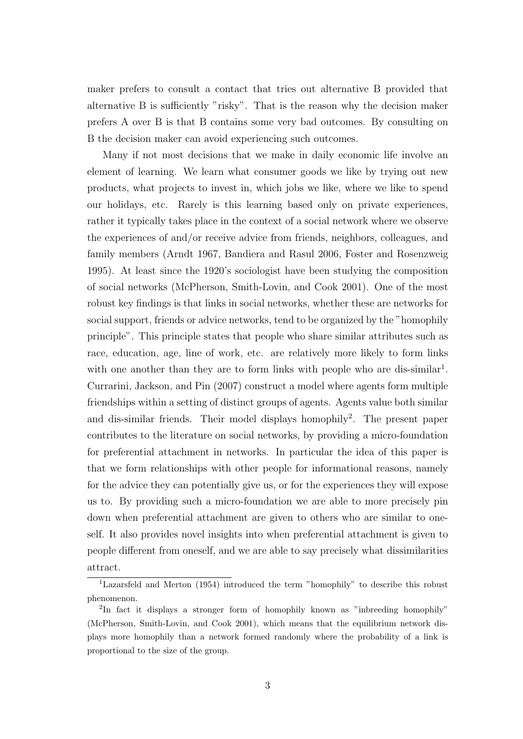maker prefers to consult a contact that tries out alternative B provided that alternative B is sufficiently "risky". That is the reason why the decision maker prefers A over B is that B contains some very bad outcomes. By consulting on B the decision maker can avoid experiencing such outcomes.

Many if not most decisions that we make in daily economic life involve an element of learning. We learn what consumer goods we like by trying out new products, what projects to invest in, which jobs we like, where we like to spend our holidays, etc. Rarely is this learning based only on private experiences, rather it typically takes place in the context of a social network where we observe the experiences of and/or receive advice from friends, neighbors, colleagues, and family members (Arndt 1967, Bandiera and Rasul 2006, Foster and Rosenzweig 1995). At least since the 1920's sociologist have been studying the composition of social networks (McPherson, Smith-Lovin, and Cook 2001). One of the most robust key findings is that links in social networks, whether these are networks for social support, friends or advice networks, tend to be organized by the "homophily principle". This principle states that people who share similar attributes such as race, education, age, line of work, etc. are relatively more likely to form links with one another than they are to form links with people who are dis-similar[1]. Currarini, Jackson, and Pin (2007) construct a model where agents form multiple friendships within a setting of distinct groups of agents. Agents value both similar and dis-similar friends. Their model displays homophily[2]. The present paper contributes to the literature on social networks, by providing a micro-foundation for preferential attachment in networks. In particular the idea of this paper is that we form relationships with other people for informational reasons, namely for the advice they can potentially give us, or for the experiences they will expose us to. By providing such a micro-foundation we are able to more precisely pin down when preferential attachment are given to others who are similar to oneself. It also provides novel insights into when preferential attachment is given to people different from oneself, and we are able to say precisely what dissimilarities attract.

[1] Lazarsfeld and Merton (1954) introduced the term "homophily" to describe this robust phenomenon.

[2] In fact it displays a stronger form of homophily known as "inbreeding homophily" (McPherson, Smith-Lovin, and Cook 2001), which means that the equilibrium network displays more homophily than a network formed randomly where the probability of a link is proportional to the size of the group.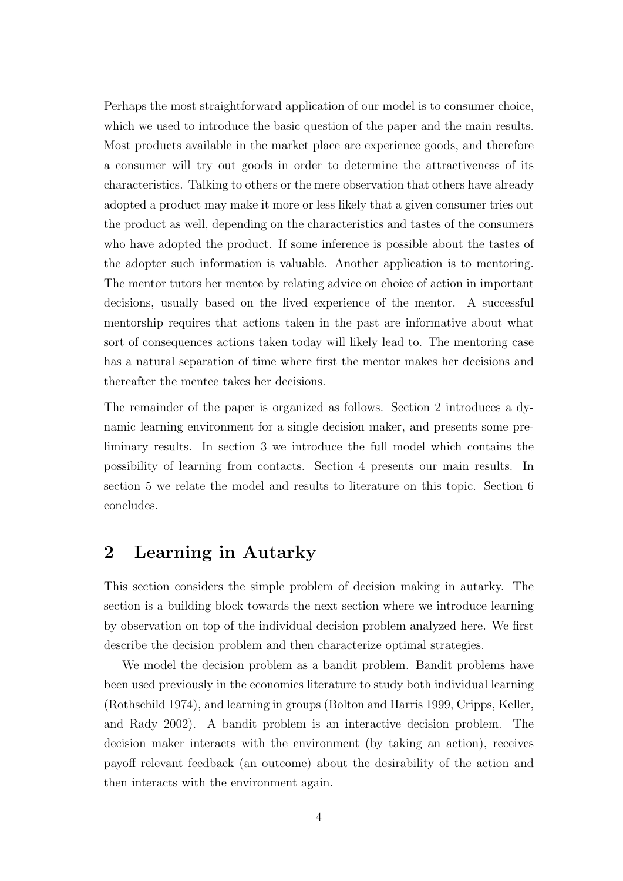Perhaps the most straightforward application of our model is to consumer choice, which we used to introduce the basic question of the paper and the main results. Most products available in the market place are experience goods, and therefore a consumer will try out goods in order to determine the attractiveness of its characteristics. Talking to others or the mere observation that others have already adopted a product may make it more or less likely that a given consumer tries out the product as well, depending on the characteristics and tastes of the consumers who have adopted the product. If some inference is possible about the tastes of the adopter such information is valuable. Another application is to mentoring. The mentor tutors her mentee by relating advice on choice of action in important decisions, usually based on the lived experience of the mentor. A successful mentorship requires that actions taken in the past are informative about what sort of consequences actions taken today will likely lead to. The mentoring case has a natural separation of time where first the mentor makes her decisions and thereafter the mentee takes her decisions.

The remainder of the paper is organized as follows. Section 2 introduces a dynamic learning environment for a single decision maker, and presents some preliminary results. In section 3 we introduce the full model which contains the possibility of learning from contacts. Section 4 presents our main results. In section 5 we relate the model and results to literature on this topic. Section 6 concludes.

# 2 Learning in Autarky

This section considers the simple problem of decision making in autarky. The section is a building block towards the next section where we introduce learning by observation on top of the individual decision problem analyzed here. We first describe the decision problem and then characterize optimal strategies.

We model the decision problem as a bandit problem. Bandit problems have been used previously in the economics literature to study both individual learning (Rothschild 1974), and learning in groups (Bolton and Harris 1999, Cripps, Keller, and Rady 2002). A bandit problem is an interactive decision problem. The decision maker interacts with the environment (by taking an action), receives payoff relevant feedback (an outcome) about the desirability of the action and then interacts with the environment again.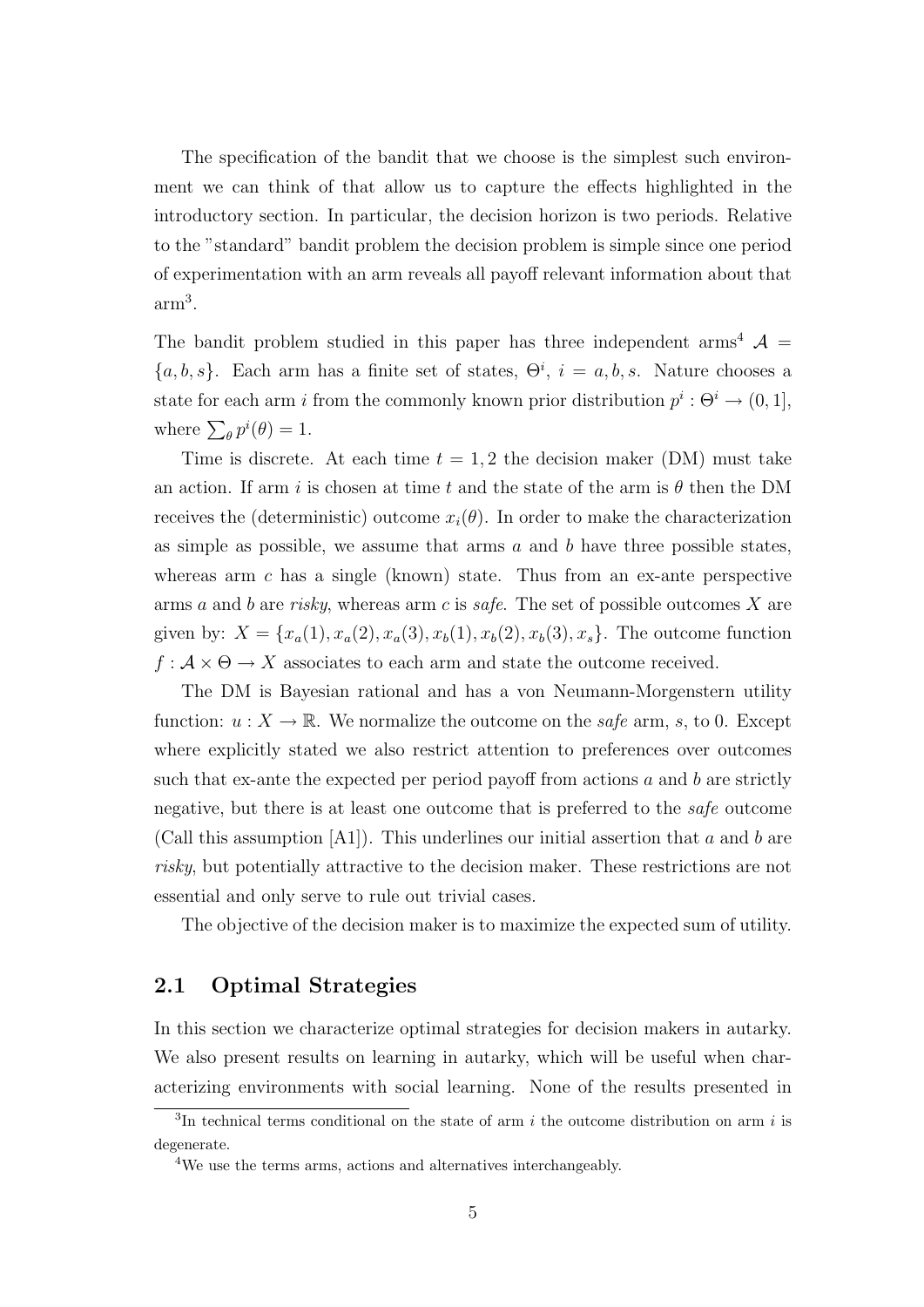The specification of the bandit that we choose is the simplest such environment we can think of that allow us to capture the effects highlighted in the introductory section. In particular, the decision horizon is two periods. Relative to the "standard" bandit problem the decision problem is simple since one period of experimentation with an arm reveals all payoff relevant information about that arm[3].

The bandit problem studied in this paper has three independent arms[4] $\mathcal{A} = \{a, b, s\}$. Each arm has a finite set of states, $\Theta^i$, $i = a, b, s$. Nature chooses a state for each arm $i$ from the commonly known prior distribution $p^i : \Theta^i \to (0, 1]$, where $\sum_\theta p^i(\theta) = 1$.

Time is discrete. At each time $t = 1, 2$ the decision maker (DM) must take an action. If arm $i$ is chosen at time $t$ and the state of the arm is $\theta$ then the DM receives the (deterministic) outcome $x_i(\theta)$. In order to make the characterization as simple as possible, we assume that arms $a$ and $b$ have three possible states, whereas arm $c$ has a single (known) state. Thus from an ex-ante perspective arms $a$ and $b$ are *risky*, whereas arm $c$ is *safe*. The set of possible outcomes $X$ are given by: $X = \{x_a(1), x_a(2), x_a(3), x_b(1), x_b(2), x_b(3), x_s\}$. The outcome function $f : \mathcal{A} \times \Theta \to X$ associates to each arm and state the outcome received.

The DM is Bayesian rational and has a von Neumann-Morgenstern utility function: $u : X \to \mathbb{R}$. We normalize the outcome on the *safe* arm, $s$, to 0. Except where explicitly stated we also restrict attention to preferences over outcomes such that ex-ante the expected per period payoff from actions $a$ and $b$ are strictly negative, but there is at least one outcome that is preferred to the *safe* outcome (Call this assumption [A1]). This underlines our initial assertion that $a$ and $b$ are *risky*, but potentially attractive to the decision maker. These restrictions are not essential and only serve to rule out trivial cases.

The objective of the decision maker is to maximize the expected sum of utility.

## 2.1 Optimal Strategies

In this section we characterize optimal strategies for decision makers in autarky. We also present results on learning in autarky, which will be useful when characterizing environments with social learning. None of the results presented in

[3] In technical terms conditional on the state of arm $i$ the outcome distribution on arm $i$ is degenerate.

[4] We use the terms arms, actions and alternatives interchangeably.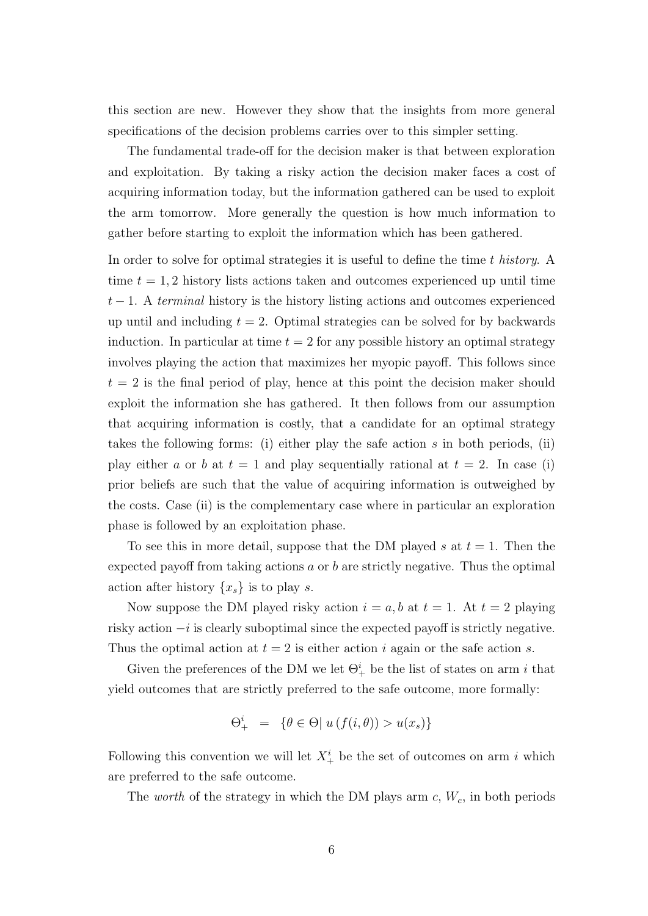this section are new. However they show that the insights from more general specifications of the decision problems carries over to this simpler setting.

The fundamental trade-off for the decision maker is that between exploration and exploitation. By taking a risky action the decision maker faces a cost of acquiring information today, but the information gathered can be used to exploit the arm tomorrow. More generally the question is how much information to gather before starting to exploit the information which has been gathered.

In order to solve for optimal strategies it is useful to define the time $t$ *history*. A time $t = 1, 2$ history lists actions taken and outcomes experienced up until time $t - 1$. A *terminal* history is the history listing actions and outcomes experienced up until and including $t = 2$. Optimal strategies can be solved for by backwards induction. In particular at time $t = 2$ for any possible history an optimal strategy involves playing the action that maximizes her myopic payoff. This follows since $t = 2$ is the final period of play, hence at this point the decision maker should exploit the information she has gathered. It then follows from our assumption that acquiring information is costly, that a candidate for an optimal strategy takes the following forms: (i) either play the safe action $s$ in both periods, (ii) play either $a$ or $b$ at $t = 1$ and play sequentially rational at $t = 2$. In case (i) prior beliefs are such that the value of acquiring information is outweighed by the costs. Case (ii) is the complementary case where in particular an exploration phase is followed by an exploitation phase.

To see this in more detail, suppose that the DM played $s$ at $t = 1$. Then the expected payoff from taking actions $a$ or $b$ are strictly negative. Thus the optimal action after history $\{x_s\}$ is to play $s$.

Now suppose the DM played risky action $i = a, b$ at $t = 1$. At $t = 2$ playing risky action $-i$ is clearly suboptimal since the expected payoff is strictly negative. Thus the optimal action at $t = 2$ is either action $i$ again or the safe action $s$.

Given the preferences of the DM we let $\Theta^i_+$ be the list of states on arm $i$ that yield outcomes that are strictly preferred to the safe outcome, more formally:

$$\Theta^i_+ \quad = \quad \{\theta \in \Theta |\ u\left(f(i, \theta)\right) > u(x_s)\}$$

Following this convention we will let $X^i_+$ be the set of outcomes on arm $i$ which are preferred to the safe outcome.

The *worth* of the strategy in which the DM plays arm $c$, $W_c$, in both periods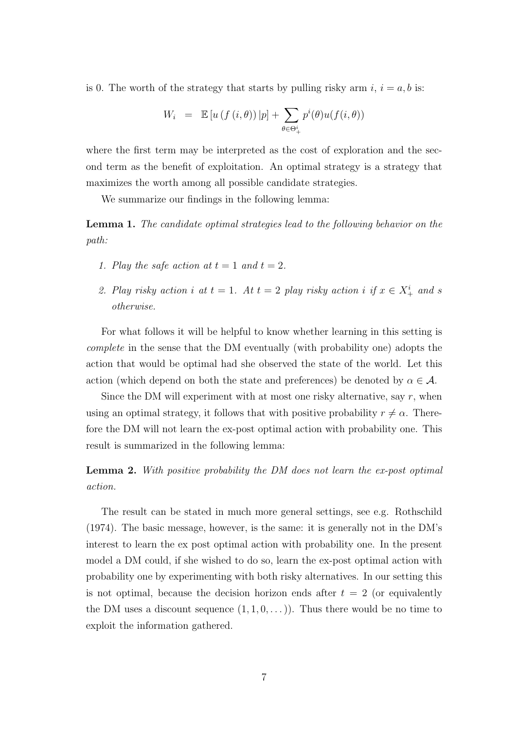is 0. The worth of the strategy that starts by pulling risky arm $i$, $i = a, b$ is:

$$W_i \;=\; \mathbb{E}\left[u\left(f\left(i,\theta\right)\right)|p\right] + \sum_{\theta\in\Theta_+^i} p^i(\theta)u(f(i,\theta))$$

where the first term may be interpreted as the cost of exploration and the second term as the benefit of exploitation. An optimal strategy is a strategy that maximizes the worth among all possible candidate strategies.

We summarize our findings in the following lemma:

**Lemma 1.** *The candidate optimal strategies lead to the following behavior on the path:*

1. *Play the safe action at $t = 1$ and $t = 2$.*
2. *Play risky action $i$ at $t = 1$. At $t = 2$ play risky action $i$ if $x \in X_+^i$ and $s$ otherwise.*

For what follows it will be helpful to know whether learning in this setting is *complete* in the sense that the DM eventually (with probability one) adopts the action that would be optimal had she observed the state of the world. Let this action (which depend on both the state and preferences) be denoted by $\alpha \in \mathcal{A}$.

Since the DM will experiment with at most one risky alternative, say $r$, when using an optimal strategy, it follows that with positive probability $r \neq \alpha$. Therefore the DM will not learn the ex-post optimal action with probability one. This result is summarized in the following lemma:

**Lemma 2.** *With positive probability the DM does not learn the ex-post optimal action.*

The result can be stated in much more general settings, see e.g. Rothschild (1974). The basic message, however, is the same: it is generally not in the DM's interest to learn the ex post optimal action with probability one. In the present model a DM could, if she wished to do so, learn the ex-post optimal action with probability one by experimenting with both risky alternatives. In our setting this is not optimal, because the decision horizon ends after $t = 2$ (or equivalently the DM uses a discount sequence $(1, 1, 0, \dots)$). Thus there would be no time to exploit the information gathered.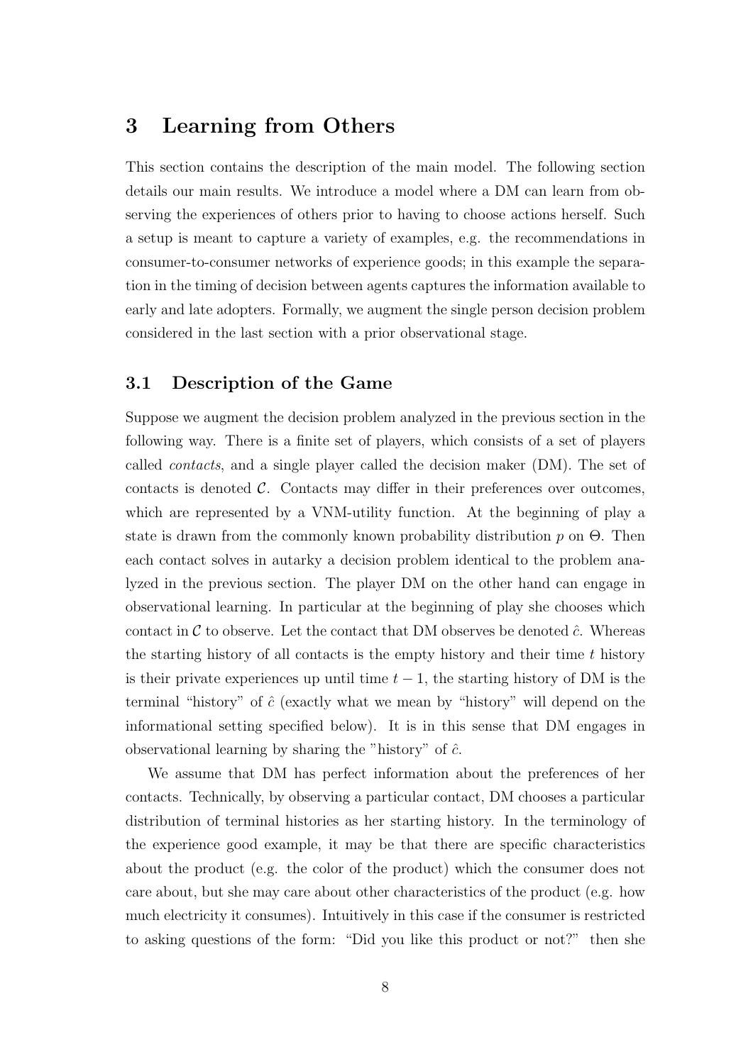# 3 Learning from Others

This section contains the description of the main model. The following section details our main results. We introduce a model where a DM can learn from observing the experiences of others prior to having to choose actions herself. Such a setup is meant to capture a variety of examples, e.g. the recommendations in consumer-to-consumer networks of experience goods; in this example the separation in the timing of decision between agents captures the information available to early and late adopters. Formally, we augment the single person decision problem considered in the last section with a prior observational stage.

## 3.1 Description of the Game

Suppose we augment the decision problem analyzed in the previous section in the following way. There is a finite set of players, which consists of a set of players called *contacts*, and a single player called the decision maker (DM). The set of contacts is denoted $\mathcal{C}$. Contacts may differ in their preferences over outcomes, which are represented by a VNM-utility function. At the beginning of play a state is drawn from the commonly known probability distribution $p$ on $\Theta$. Then each contact solves in autarky a decision problem identical to the problem analyzed in the previous section. The player DM on the other hand can engage in observational learning. In particular at the beginning of play she chooses which contact in $\mathcal{C}$ to observe. Let the contact that DM observes be denoted $\hat{c}$. Whereas the starting history of all contacts is the empty history and their time $t$ history is their private experiences up until time $t-1$, the starting history of DM is the terminal "history" of $\hat{c}$ (exactly what we mean by "history" will depend on the informational setting specified below). It is in this sense that DM engages in observational learning by sharing the "history" of $\hat{c}$.

We assume that DM has perfect information about the preferences of her contacts. Technically, by observing a particular contact, DM chooses a particular distribution of terminal histories as her starting history. In the terminology of the experience good example, it may be that there are specific characteristics about the product (e.g. the color of the product) which the consumer does not care about, but she may care about other characteristics of the product (e.g. how much electricity it consumes). Intuitively in this case if the consumer is restricted to asking questions of the form: "Did you like this product or not?" then she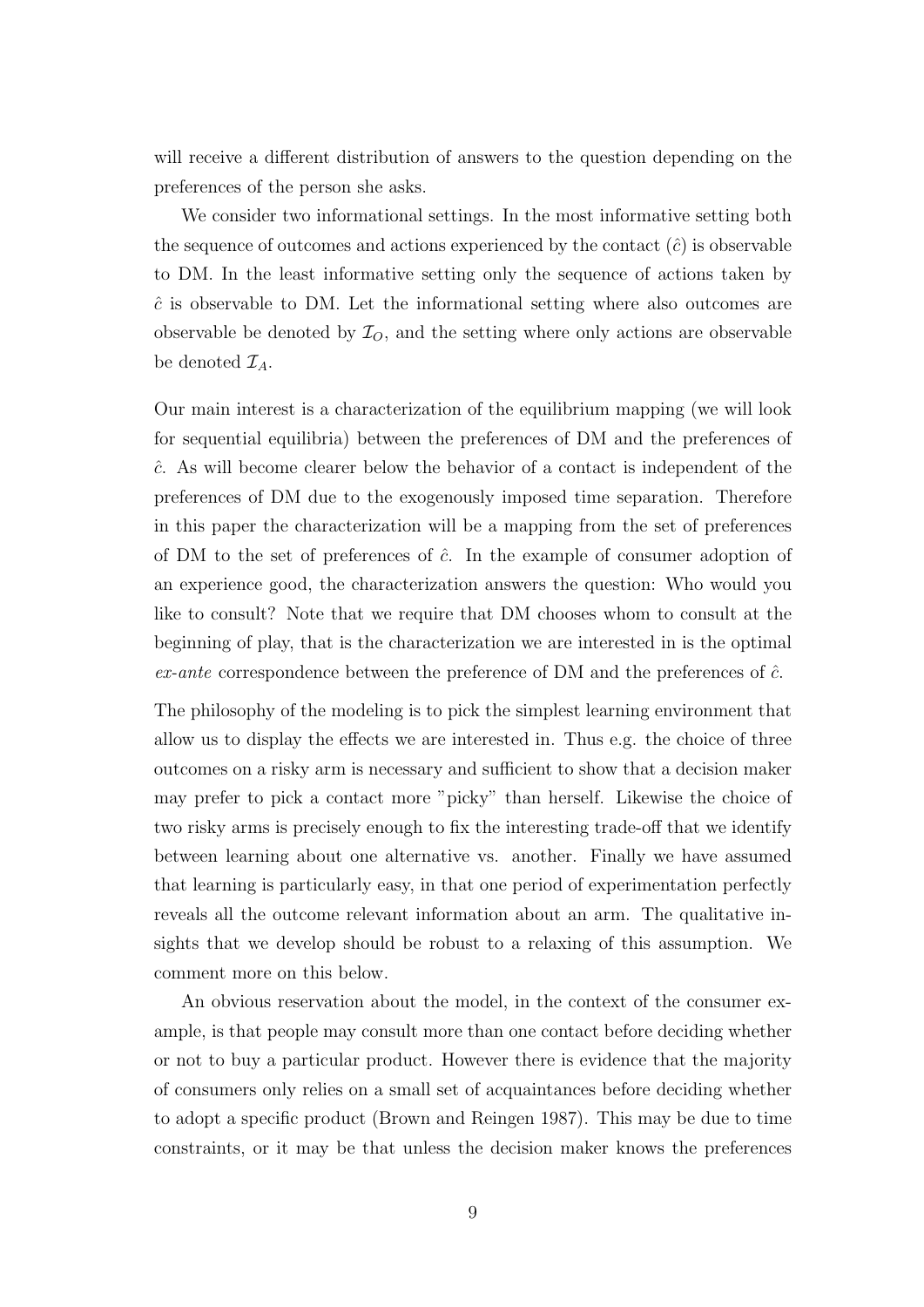will receive a different distribution of answers to the question depending on the preferences of the person she asks.

We consider two informational settings. In the most informative setting both the sequence of outcomes and actions experienced by the contact ($\hat{c}$) is observable to DM. In the least informative setting only the sequence of actions taken by $\hat{c}$ is observable to DM. Let the informational setting where also outcomes are observable be denoted by $\mathcal{I}_O$, and the setting where only actions are observable be denoted $\mathcal{I}_A$.

Our main interest is a characterization of the equilibrium mapping (we will look for sequential equilibria) between the preferences of DM and the preferences of $\hat{c}$. As will become clearer below the behavior of a contact is independent of the preferences of DM due to the exogenously imposed time separation. Therefore in this paper the characterization will be a mapping from the set of preferences of DM to the set of preferences of $\hat{c}$. In the example of consumer adoption of an experience good, the characterization answers the question: Who would you like to consult? Note that we require that DM chooses whom to consult at the beginning of play, that is the characterization we are interested in is the optimal *ex-ante* correspondence between the preference of DM and the preferences of $\hat{c}$.

The philosophy of the modeling is to pick the simplest learning environment that allow us to display the effects we are interested in. Thus e.g. the choice of three outcomes on a risky arm is necessary and sufficient to show that a decision maker may prefer to pick a contact more "picky" than herself. Likewise the choice of two risky arms is precisely enough to fix the interesting trade-off that we identify between learning about one alternative vs. another. Finally we have assumed that learning is particularly easy, in that one period of experimentation perfectly reveals all the outcome relevant information about an arm. The qualitative insights that we develop should be robust to a relaxing of this assumption. We comment more on this below.

An obvious reservation about the model, in the context of the consumer example, is that people may consult more than one contact before deciding whether or not to buy a particular product. However there is evidence that the majority of consumers only relies on a small set of acquaintances before deciding whether to adopt a specific product (Brown and Reingen 1987). This may be due to time constraints, or it may be that unless the decision maker knows the preferences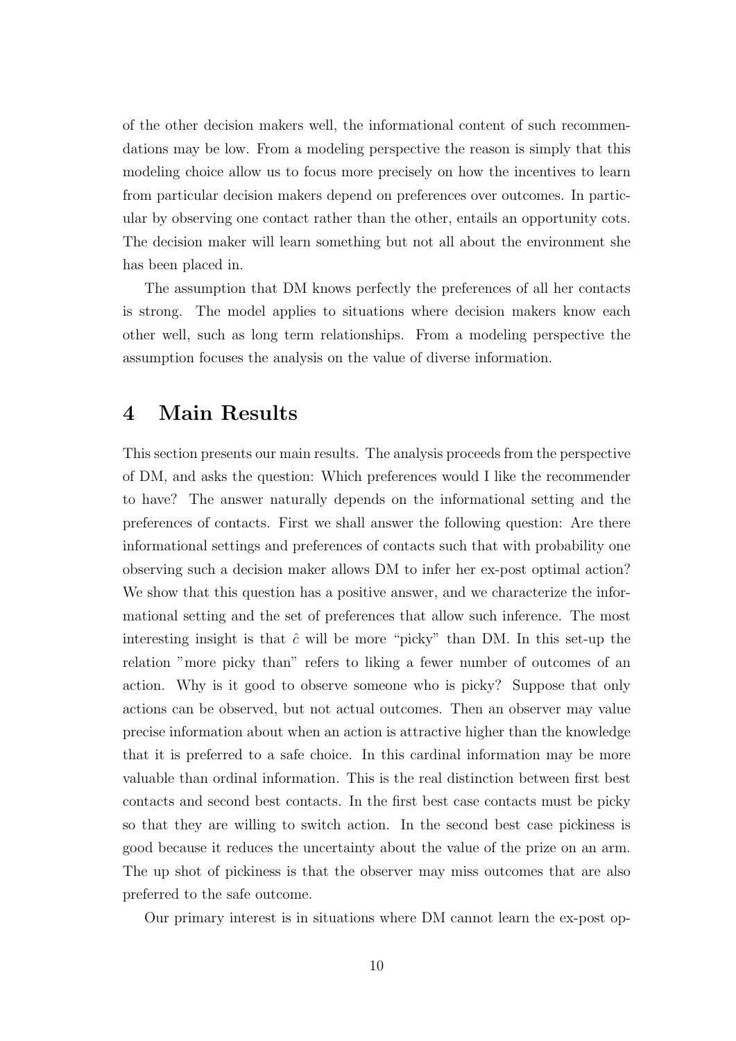of the other decision makers well, the informational content of such recommendations may be low. From a modeling perspective the reason is simply that this modeling choice allow us to focus more precisely on how the incentives to learn from particular decision makers depend on preferences over outcomes. In particular by observing one contact rather than the other, entails an opportunity cots. The decision maker will learn something but not all about the environment she has been placed in.

The assumption that DM knows perfectly the preferences of all her contacts is strong. The model applies to situations where decision makers know each other well, such as long term relationships. From a modeling perspective the assumption focuses the analysis on the value of diverse information.

# 4 Main Results

This section presents our main results. The analysis proceeds from the perspective of DM, and asks the question: Which preferences would I like the recommender to have? The answer naturally depends on the informational setting and the preferences of contacts. First we shall answer the following question: Are there informational settings and preferences of contacts such that with probability one observing such a decision maker allows DM to infer her ex-post optimal action? We show that this question has a positive answer, and we characterize the informational setting and the set of preferences that allow such inference. The most interesting insight is that $\hat{c}$ will be more "picky" than DM. In this set-up the relation "more picky than" refers to liking a fewer number of outcomes of an action. Why is it good to observe someone who is picky? Suppose that only actions can be observed, but not actual outcomes. Then an observer may value precise information about when an action is attractive higher than the knowledge that it is preferred to a safe choice. In this cardinal information may be more valuable than ordinal information. This is the real distinction between first best contacts and second best contacts. In the first best case contacts must be picky so that they are willing to switch action. In the second best case pickiness is good because it reduces the uncertainty about the value of the prize on an arm. The up shot of pickiness is that the observer may miss outcomes that are also preferred to the safe outcome.

Our primary interest is in situations where DM cannot learn the ex-post op-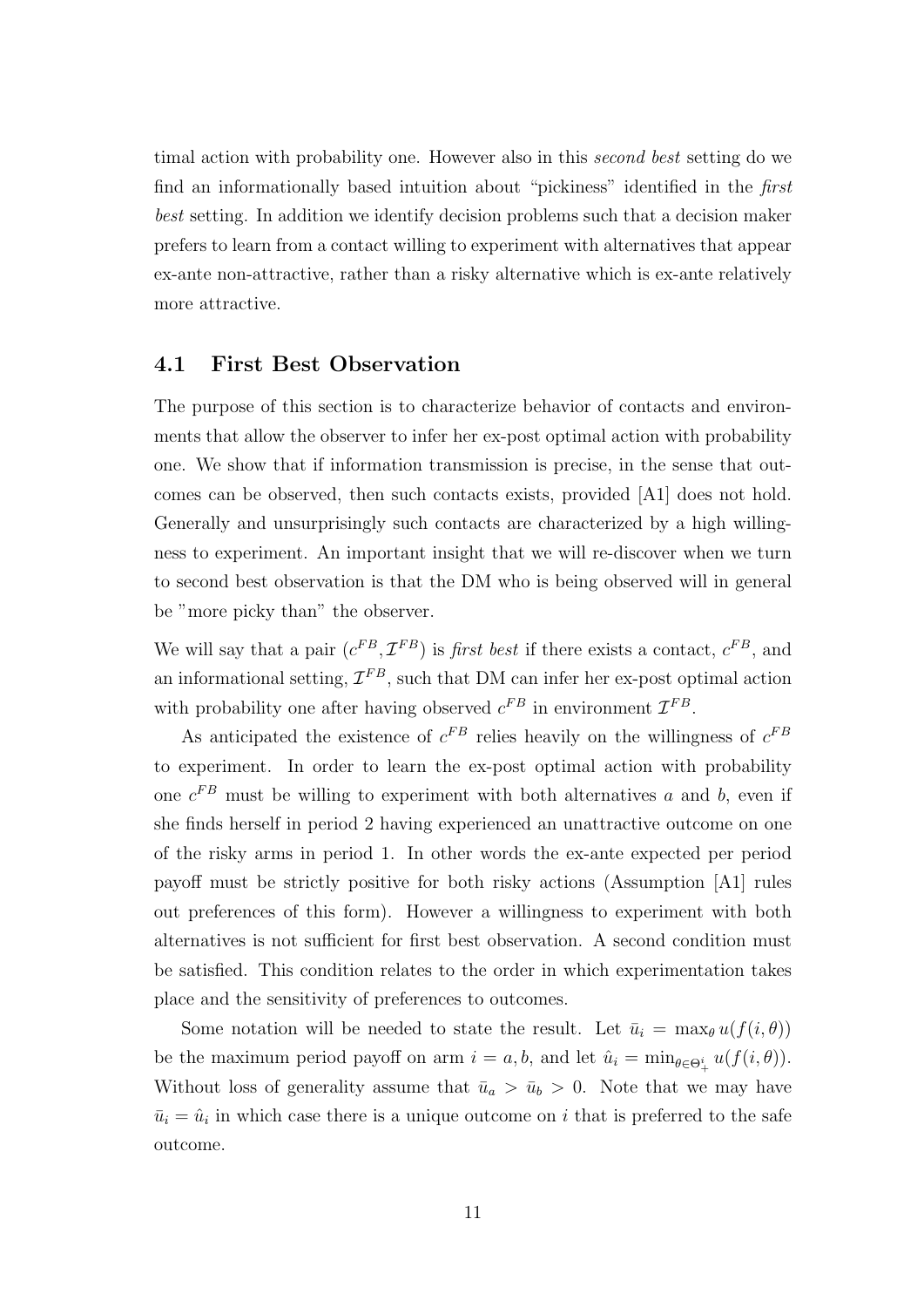timal action with probability one. However also in this *second best* setting do we find an informationally based intuition about "pickiness" identified in the *first best* setting. In addition we identify decision problems such that a decision maker prefers to learn from a contact willing to experiment with alternatives that appear ex-ante non-attractive, rather than a risky alternative which is ex-ante relatively more attractive.

## 4.1 First Best Observation

The purpose of this section is to characterize behavior of contacts and environments that allow the observer to infer her ex-post optimal action with probability one. We show that if information transmission is precise, in the sense that outcomes can be observed, then such contacts exists, provided [A1] does not hold. Generally and unsurprisingly such contacts are characterized by a high willingness to experiment. An important insight that we will re-discover when we turn to second best observation is that the DM who is being observed will in general be "more picky than" the observer.

We will say that a pair $(c^{FB}, \mathcal{I}^{FB})$ is *first best* if there exists a contact, $c^{FB}$, and an informational setting, $\mathcal{I}^{FB}$, such that DM can infer her ex-post optimal action with probability one after having observed $c^{FB}$ in environment $\mathcal{I}^{FB}$.

As anticipated the existence of $c^{FB}$ relies heavily on the willingness of $c^{FB}$ to experiment. In order to learn the ex-post optimal action with probability one $c^{FB}$ must be willing to experiment with both alternatives $a$ and $b$, even if she finds herself in period 2 having experienced an unattractive outcome on one of the risky arms in period 1. In other words the ex-ante expected per period payoff must be strictly positive for both risky actions (Assumption [A1] rules out preferences of this form). However a willingness to experiment with both alternatives is not sufficient for first best observation. A second condition must be satisfied. This condition relates to the order in which experimentation takes place and the sensitivity of preferences to outcomes.

Some notation will be needed to state the result. Let $\bar{u}_i = \max_\theta u(f(i, \theta))$ be the maximum period payoff on arm $i = a, b$, and let $\hat{u}_i = \min_{\theta \in \Theta^i_+} u(f(i, \theta))$. Without loss of generality assume that $\bar{u}_a > \bar{u}_b > 0$. Note that we may have $\bar{u}_i = \hat{u}_i$ in which case there is a unique outcome on $i$ that is preferred to the safe outcome.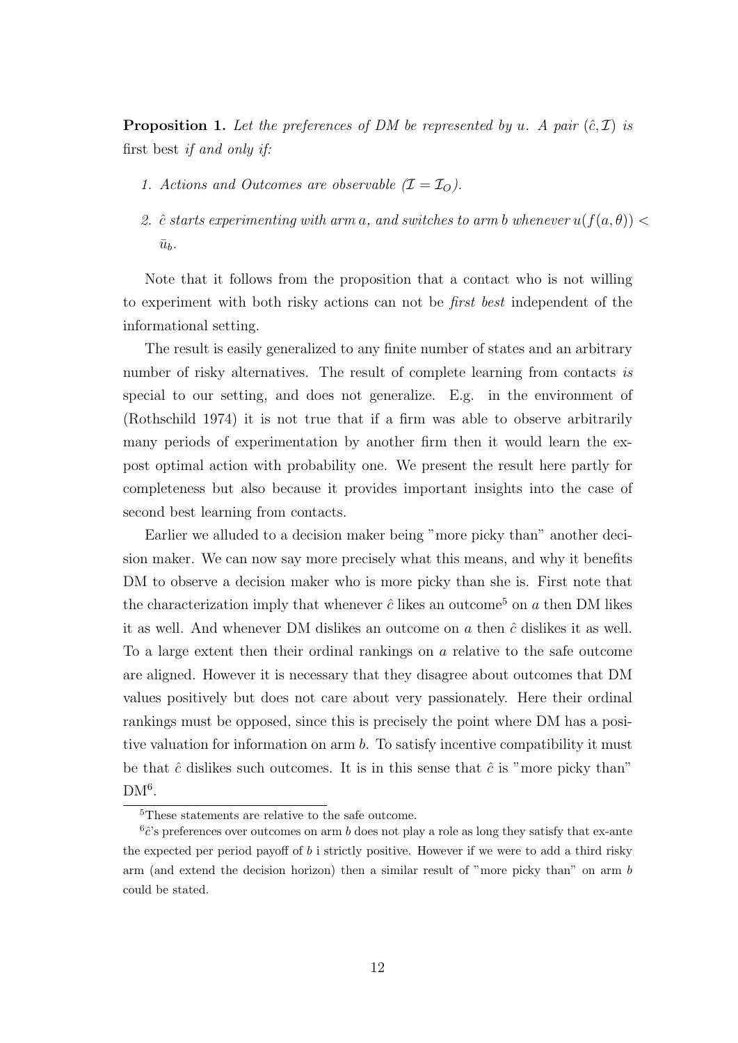**Proposition 1.** *Let the preferences of DM be represented by $u$. A pair $(\hat{c}, \mathcal{I})$ is* first best *if and only if:*

1. *Actions and Outcomes are observable ($\mathcal{I} = \mathcal{I}_O$).*
2. *$\hat{c}$ starts experimenting with arm $a$, and switches to arm $b$ whenever $u(f(a,\theta)) < \bar{u}_b$.*

Note that it follows from the proposition that a contact who is not willing to experiment with both risky actions can not be *first best* independent of the informational setting.

The result is easily generalized to any finite number of states and an arbitrary number of risky alternatives. The result of complete learning from contacts *is* special to our setting, and does not generalize. E.g. in the environment of (Rothschild 1974) it is not true that if a firm was able to observe arbitrarily many periods of experimentation by another firm then it would learn the ex-post optimal action with probability one. We present the result here partly for completeness but also because it provides important insights into the case of second best learning from contacts.

Earlier we alluded to a decision maker being "more picky than" another decision maker. We can now say more precisely what this means, and why it benefits DM to observe a decision maker who is more picky than she is. First note that the characterization imply that whenever $\hat{c}$ likes an outcome[5] on $a$ then DM likes it as well. And whenever DM dislikes an outcome on $a$ then $\hat{c}$ dislikes it as well. To a large extent then their ordinal rankings on $a$ relative to the safe outcome are aligned. However it is necessary that they disagree about outcomes that DM values positively but does not care about very passionately. Here their ordinal rankings must be opposed, since this is precisely the point where DM has a positive valuation for information on arm $b$. To satisfy incentive compatibility it must be that $\hat{c}$ dislikes such outcomes. It is in this sense that $\hat{c}$ is "more picky than" DM[6].

[5]These statements are relative to the safe outcome.

[6]$\hat{c}$'s preferences over outcomes on arm $b$ does not play a role as long they satisfy that ex-ante the expected per period payoff of $b$ i strictly positive. However if we were to add a third risky arm (and extend the decision horizon) then a similar result of "more picky than" on arm $b$ could be stated.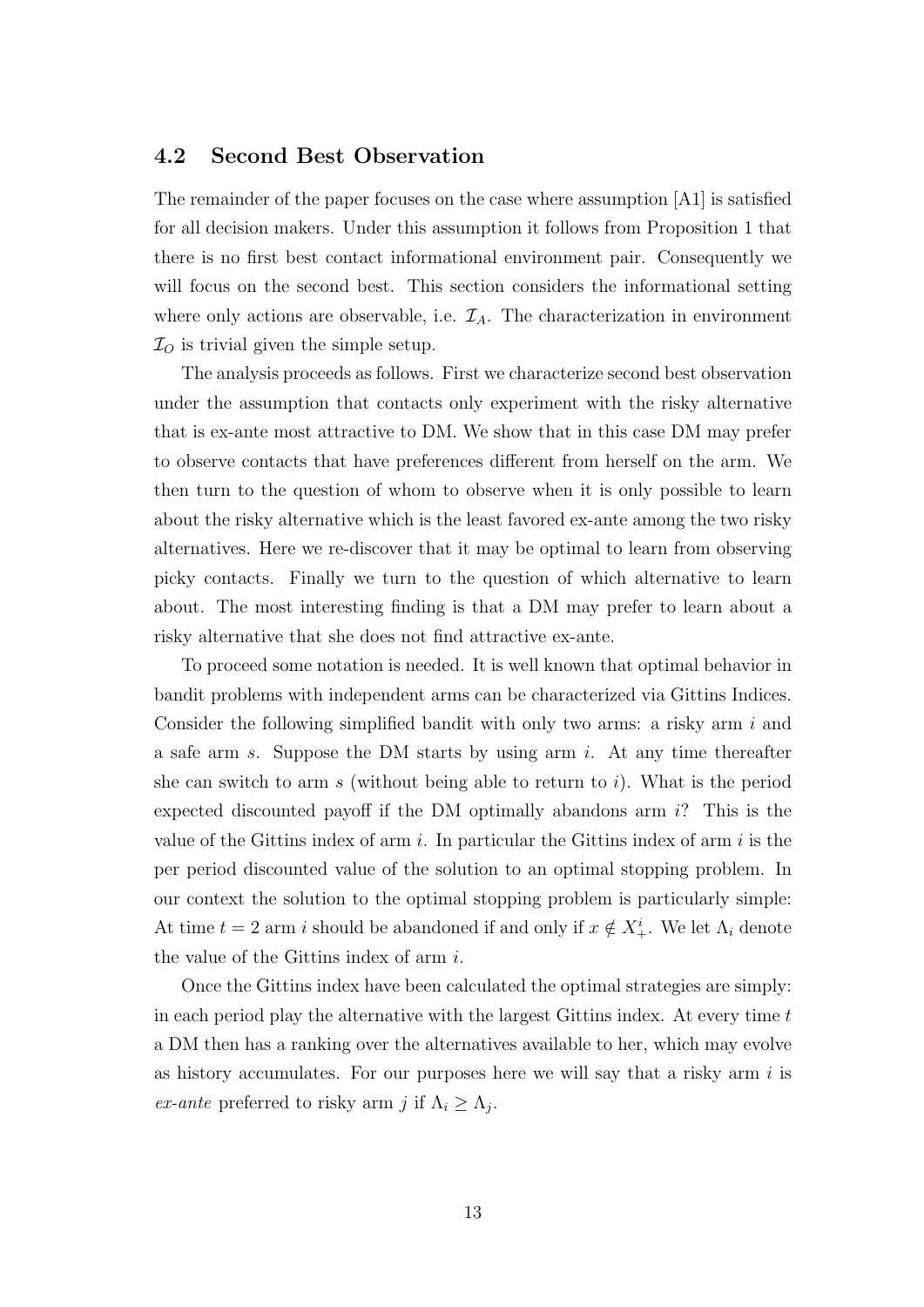### 4.2 Second Best Observation

The remainder of the paper focuses on the case where assumption [A1] is satisfied for all decision makers. Under this assumption it follows from Proposition 1 that there is no first best contact informational environment pair. Consequently we will focus on the second best. This section considers the informational setting where only actions are observable, i.e. $\mathcal{I}_A$. The characterization in environment $\mathcal{I}_O$ is trivial given the simple setup.

The analysis proceeds as follows. First we characterize second best observation under the assumption that contacts only experiment with the risky alternative that is ex-ante most attractive to DM. We show that in this case DM may prefer to observe contacts that have preferences different from herself on the arm. We then turn to the question of whom to observe when it is only possible to learn about the risky alternative which is the least favored ex-ante among the two risky alternatives. Here we re-discover that it may be optimal to learn from observing picky contacts. Finally we turn to the question of which alternative to learn about. The most interesting finding is that a DM may prefer to learn about a risky alternative that she does not find attractive ex-ante.

To proceed some notation is needed. It is well known that optimal behavior in bandit problems with independent arms can be characterized via Gittins Indices. Consider the following simplified bandit with only two arms: a risky arm $i$ and a safe arm $s$. Suppose the DM starts by using arm $i$. At any time thereafter she can switch to arm $s$ (without being able to return to $i$). What is the period expected discounted payoff if the DM optimally abandons arm $i$? This is the value of the Gittins index of arm $i$. In particular the Gittins index of arm $i$ is the per period discounted value of the solution to an optimal stopping problem. In our context the solution to the optimal stopping problem is particularly simple: At time $t = 2$ arm $i$ should be abandoned if and only if $x \notin X^i_+$. We let $\Lambda_i$ denote the value of the Gittins index of arm $i$.

Once the Gittins index have been calculated the optimal strategies are simply: in each period play the alternative with the largest Gittins index. At every time $t$ a DM then has a ranking over the alternatives available to her, which may evolve as history accumulates. For our purposes here we will say that a risky arm $i$ is *ex-ante* preferred to risky arm $j$ if $\Lambda_i \geq \Lambda_j$.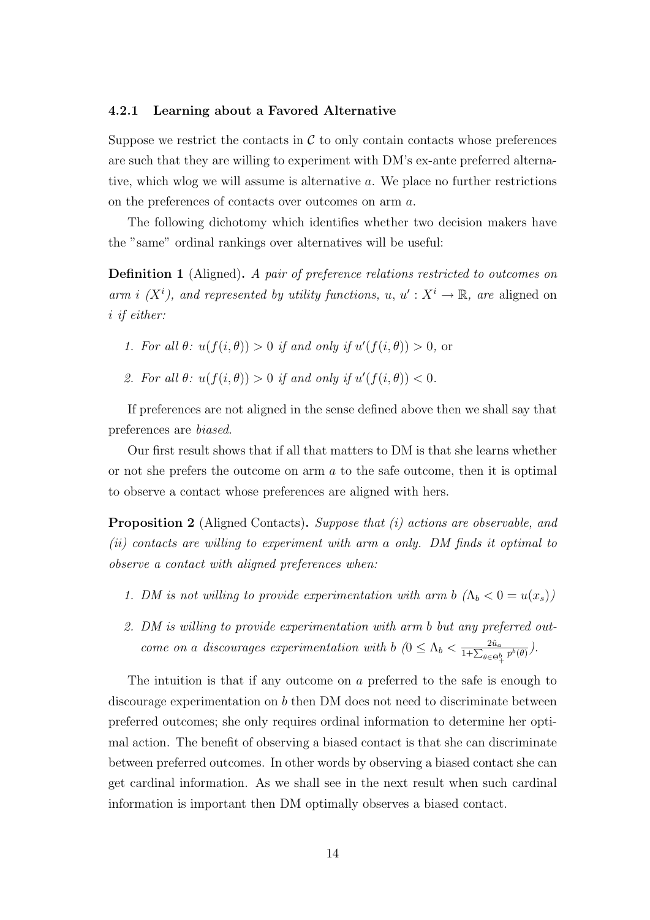#### 4.2.1 Learning about a Favored Alternative

Suppose we restrict the contacts in $\mathcal{C}$ to only contain contacts whose preferences are such that they are willing to experiment with DM's ex-ante preferred alternative, which wlog we will assume is alternative $a$. We place no further restrictions on the preferences of contacts over outcomes on arm $a$.

The following dichotomy which identifies whether two decision makers have the "same" ordinal rankings over alternatives will be useful:

**Definition 1** (Aligned)**.** *A pair of preference relations restricted to outcomes on arm $i$ ($X^i$), and represented by utility functions, $u$, $u' : X^i \to \mathbb{R}$, are* aligned on *$i$ if either:*

1. *For all $\theta$: $u(f(i, \theta)) > 0$ if and only if $u'(f(i, \theta)) > 0$,* or
2. *For all $\theta$: $u(f(i, \theta)) > 0$ if and only if $u'(f(i, \theta)) < 0$.*

If preferences are not aligned in the sense defined above then we shall say that preferences are *biased*.

Our first result shows that if all that matters to DM is that she learns whether or not she prefers the outcome on arm $a$ to the safe outcome, then it is optimal to observe a contact whose preferences are aligned with hers.

**Proposition 2** (Aligned Contacts)**.** *Suppose that (i) actions are observable, and (ii) contacts are willing to experiment with arm $a$ only. DM finds it optimal to observe a contact with aligned preferences when:*

1. *DM is not willing to provide experimentation with arm $b$ ($\Lambda_b < 0 = u(x_s)$)*
2. *DM is willing to provide experimentation with arm $b$ but any preferred outcome on $a$ discourages experimentation with $b$ ($0 \leq \Lambda_b < \frac{2\hat{u}_a}{1+\sum_{\theta \in \Theta^b_+} p^b(\theta)}$).*

The intuition is that if any outcome on $a$ preferred to the safe is enough to discourage experimentation on $b$ then DM does not need to discriminate between preferred outcomes; she only requires ordinal information to determine her optimal action. The benefit of observing a biased contact is that she can discriminate between preferred outcomes. In other words by observing a biased contact she can get cardinal information. As we shall see in the next result when such cardinal information is important then DM optimally observes a biased contact.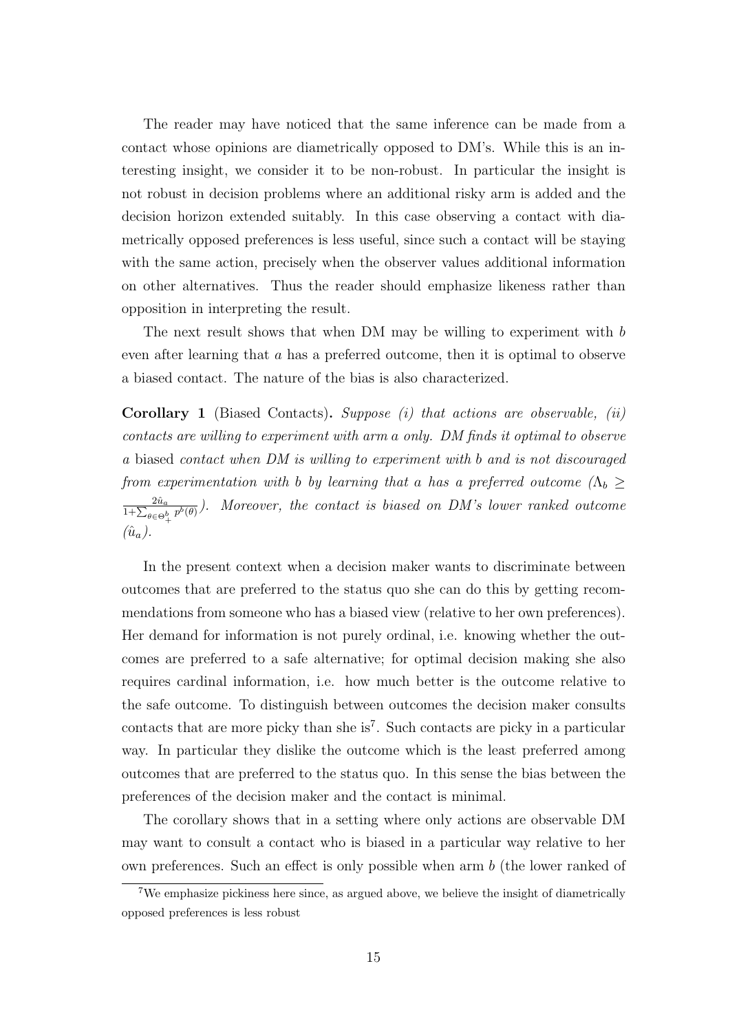The reader may have noticed that the same inference can be made from a contact whose opinions are diametrically opposed to DM's. While this is an interesting insight, we consider it to be non-robust. In particular the insight is not robust in decision problems where an additional risky arm is added and the decision horizon extended suitably. In this case observing a contact with diametrically opposed preferences is less useful, since such a contact will be staying with the same action, precisely when the observer values additional information on other alternatives. Thus the reader should emphasize likeness rather than opposition in interpreting the result.

The next result shows that when DM may be willing to experiment with $b$ even after learning that $a$ has a preferred outcome, then it is optimal to observe a biased contact. The nature of the bias is also characterized.

**Corollary 1** (Biased Contacts)**.** *Suppose (i) that actions are observable, (ii) contacts are willing to experiment with arm $a$ only. DM finds it optimal to observe a* biased *contact when DM is willing to experiment with $b$ and is not discouraged from experimentation with $b$ by learning that $a$ has a preferred outcome ($\Lambda_b \geq \frac{2\hat{u}_a}{1+\sum_{\theta\in\Theta_+^b} p^b(\theta)}$). Moreover, the contact is biased on DM's lower ranked outcome ($\hat{u}_a$).*

In the present context when a decision maker wants to discriminate between outcomes that are preferred to the status quo she can do this by getting recommendations from someone who has a biased view (relative to her own preferences). Her demand for information is not purely ordinal, i.e. knowing whether the outcomes are preferred to a safe alternative; for optimal decision making she also requires cardinal information, i.e. how much better is the outcome relative to the safe outcome. To distinguish between outcomes the decision maker consults contacts that are more picky than she is[7]. Such contacts are picky in a particular way. In particular they dislike the outcome which is the least preferred among outcomes that are preferred to the status quo. In this sense the bias between the preferences of the decision maker and the contact is minimal.

The corollary shows that in a setting where only actions are observable DM may want to consult a contact who is biased in a particular way relative to her own preferences. Such an effect is only possible when arm $b$ (the lower ranked of

[7]We emphasize pickiness here since, as argued above, we believe the insight of diametrically opposed preferences is less robust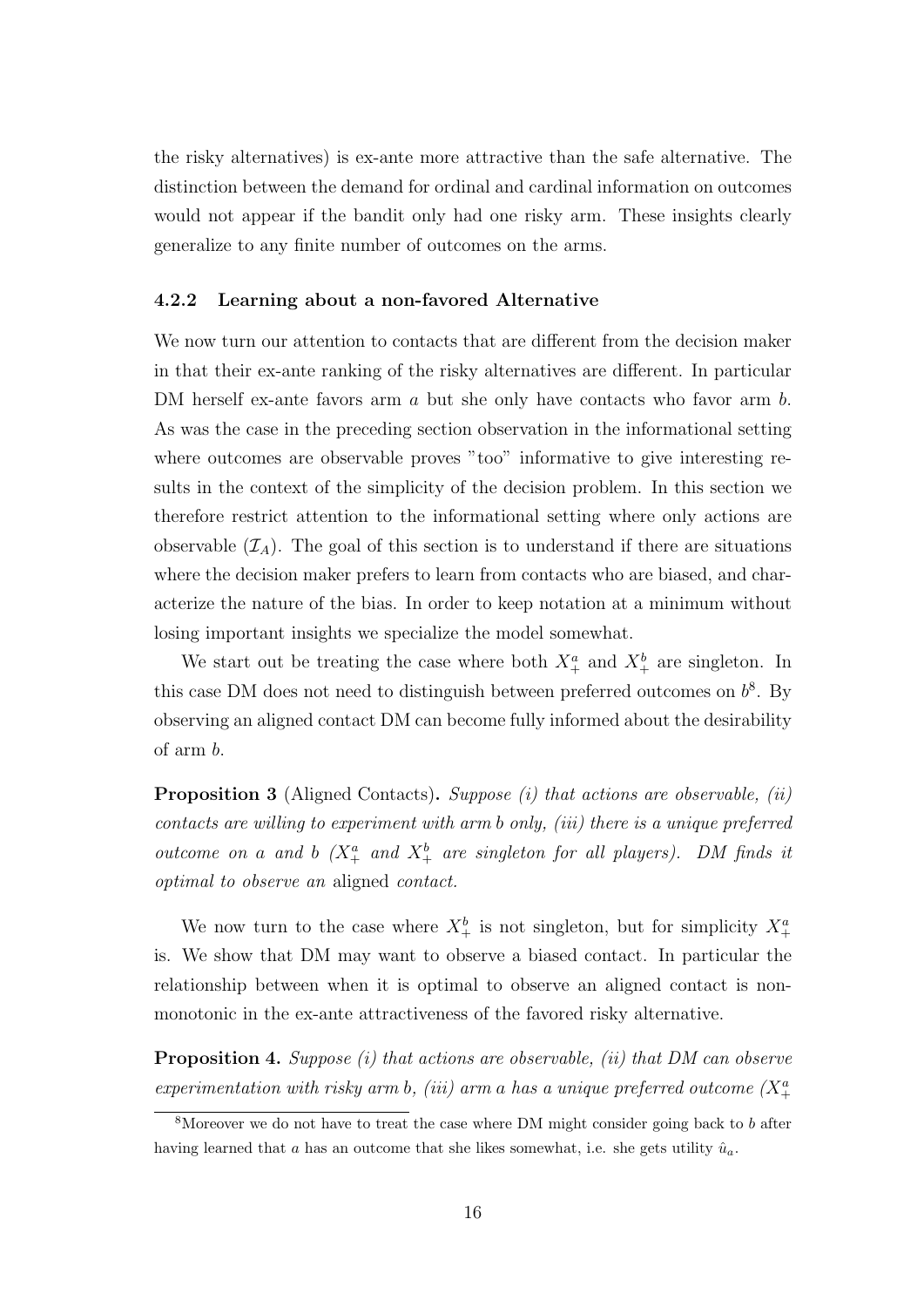the risky alternatives) is ex-ante more attractive than the safe alternative. The distinction between the demand for ordinal and cardinal information on outcomes would not appear if the bandit only had one risky arm. These insights clearly generalize to any finite number of outcomes on the arms.

### 4.2.2 Learning about a non-favored Alternative

We now turn our attention to contacts that are different from the decision maker in that their ex-ante ranking of the risky alternatives are different. In particular DM herself ex-ante favors arm $a$ but she only have contacts who favor arm $b$. As was the case in the preceding section observation in the informational setting where outcomes are observable proves "too" informative to give interesting results in the context of the simplicity of the decision problem. In this section we therefore restrict attention to the informational setting where only actions are observable ($\mathcal{I}_A$). The goal of this section is to understand if there are situations where the decision maker prefers to learn from contacts who are biased, and characterize the nature of the bias. In order to keep notation at a minimum without losing important insights we specialize the model somewhat.

We start out be treating the case where both $X_+^a$ and $X_+^b$ are singleton. In this case DM does not need to distinguish between preferred outcomes on $b$[8]. By observing an aligned contact DM can become fully informed about the desirability of arm $b$.

**Proposition 3** (Aligned Contacts)**.** *Suppose (i) that actions are observable, (ii) contacts are willing to experiment with arm b only, (iii) there is a unique preferred outcome on a and b ($X_+^a$ and $X_+^b$ are singleton for all players). DM finds it optimal to observe an* aligned *contact.*

We now turn to the case where $X_+^b$ is not singleton, but for simplicity $X_+^a$ is. We show that DM may want to observe a biased contact. In particular the relationship between when it is optimal to observe an aligned contact is non-monotonic in the ex-ante attractiveness of the favored risky alternative.

**Proposition 4.** *Suppose (i) that actions are observable, (ii) that DM can observe experimentation with risky arm b, (iii) arm a has a unique preferred outcome ($X_+^a$*

[8]Moreover we do not have to treat the case where DM might consider going back to $b$ after having learned that $a$ has an outcome that she likes somewhat, i.e. she gets utility $\hat{u}_a$.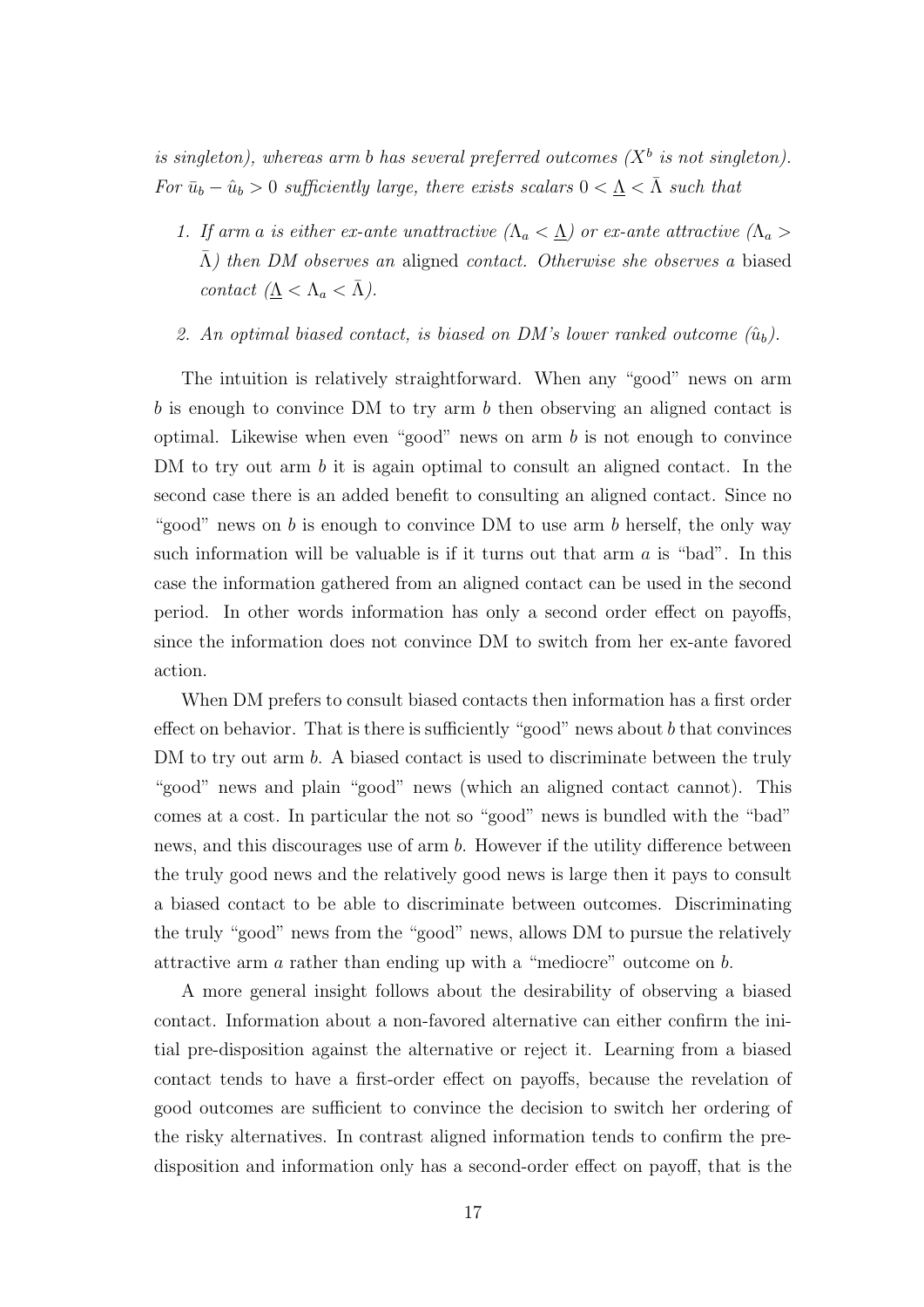*is singleton), whereas arm b has several preferred outcomes ($X^b$ is not singleton). For $\bar{u}_b - \hat{u}_b > 0$ sufficiently large, there exists scalars $0 < \underline{\Lambda} < \bar{\Lambda}$ such that*

1. *If arm a is either ex-ante unattractive ($\Lambda_a < \underline{\Lambda}$) or ex-ante attractive ($\Lambda_a > \bar{\Lambda}$) then DM observes an* aligned *contact. Otherwise she observes a* biased *contact ($\underline{\Lambda} < \Lambda_a < \bar{\Lambda}$).*

2. *An optimal biased contact, is biased on DM's lower ranked outcome ($\hat{u}_b$).*

The intuition is relatively straightforward. When any "good" news on arm $b$ is enough to convince DM to try arm $b$ then observing an aligned contact is optimal. Likewise when even "good" news on arm $b$ is not enough to convince DM to try out arm $b$ it is again optimal to consult an aligned contact. In the second case there is an added benefit to consulting an aligned contact. Since no "good" news on $b$ is enough to convince DM to use arm $b$ herself, the only way such information will be valuable is if it turns out that arm $a$ is "bad". In this case the information gathered from an aligned contact can be used in the second period. In other words information has only a second order effect on payoffs, since the information does not convince DM to switch from her ex-ante favored action.

When DM prefers to consult biased contacts then information has a first order effect on behavior. That is there is sufficiently "good" news about $b$ that convinces DM to try out arm $b$. A biased contact is used to discriminate between the truly "good" news and plain "good" news (which an aligned contact cannot). This comes at a cost. In particular the not so "good" news is bundled with the "bad" news, and this discourages use of arm $b$. However if the utility difference between the truly good news and the relatively good news is large then it pays to consult a biased contact to be able to discriminate between outcomes. Discriminating the truly "good" news from the "good" news, allows DM to pursue the relatively attractive arm $a$ rather than ending up with a "mediocre" outcome on $b$.

A more general insight follows about the desirability of observing a biased contact. Information about a non-favored alternative can either confirm the initial pre-disposition against the alternative or reject it. Learning from a biased contact tends to have a first-order effect on payoffs, because the revelation of good outcomes are sufficient to convince the decision to switch her ordering of the risky alternatives. In contrast aligned information tends to confirm the pre-disposition and information only has a second-order effect on payoff, that is the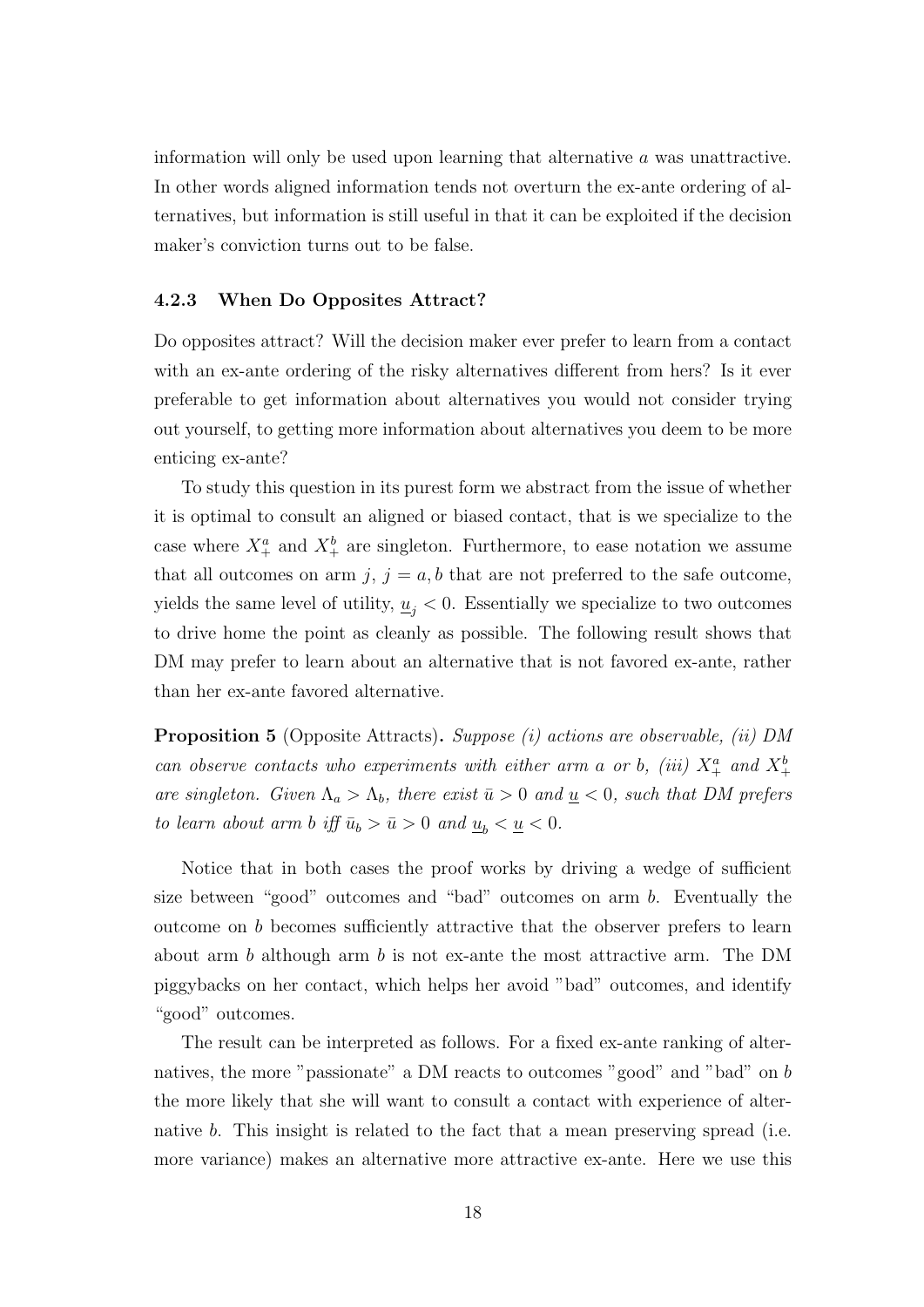information will only be used upon learning that alternative $a$ was unattractive. In other words aligned information tends not overturn the ex-ante ordering of alternatives, but information is still useful in that it can be exploited if the decision maker's conviction turns out to be false.

### 4.2.3 When Do Opposites Attract?

Do opposites attract? Will the decision maker ever prefer to learn from a contact with an ex-ante ordering of the risky alternatives different from hers? Is it ever preferable to get information about alternatives you would not consider trying out yourself, to getting more information about alternatives you deem to be more enticing ex-ante?

To study this question in its purest form we abstract from the issue of whether it is optimal to consult an aligned or biased contact, that is we specialize to the case where $X_+^a$ and $X_+^b$ are singleton. Furthermore, to ease notation we assume that all outcomes on arm $j$, $j = a, b$ that are not preferred to the safe outcome, yields the same level of utility, $\underline{u}_j < 0$. Essentially we specialize to two outcomes to drive home the point as cleanly as possible. The following result shows that DM may prefer to learn about an alternative that is not favored ex-ante, rather than her ex-ante favored alternative.

**Proposition 5** (Opposite Attracts)**.** *Suppose (i) actions are observable, (ii) DM can observe contacts who experiments with either arm a or b, (iii) $X_+^a$ and $X_+^b$ are singleton. Given $\Lambda_a > \Lambda_b$, there exist $\bar{u} > 0$ and $\underline{u} < 0$, such that DM prefers to learn about arm b iff $\bar{u}_b > \bar{u} > 0$ and $\underline{u}_b < \underline{u} < 0$.*

Notice that in both cases the proof works by driving a wedge of sufficient size between "good" outcomes and "bad" outcomes on arm $b$. Eventually the outcome on $b$ becomes sufficiently attractive that the observer prefers to learn about arm $b$ although arm $b$ is not ex-ante the most attractive arm. The DM piggybacks on her contact, which helps her avoid "bad" outcomes, and identify "good" outcomes.

The result can be interpreted as follows. For a fixed ex-ante ranking of alternatives, the more "passionate" a DM reacts to outcomes "good" and "bad" on $b$ the more likely that she will want to consult a contact with experience of alternative $b$. This insight is related to the fact that a mean preserving spread (i.e. more variance) makes an alternative more attractive ex-ante. Here we use this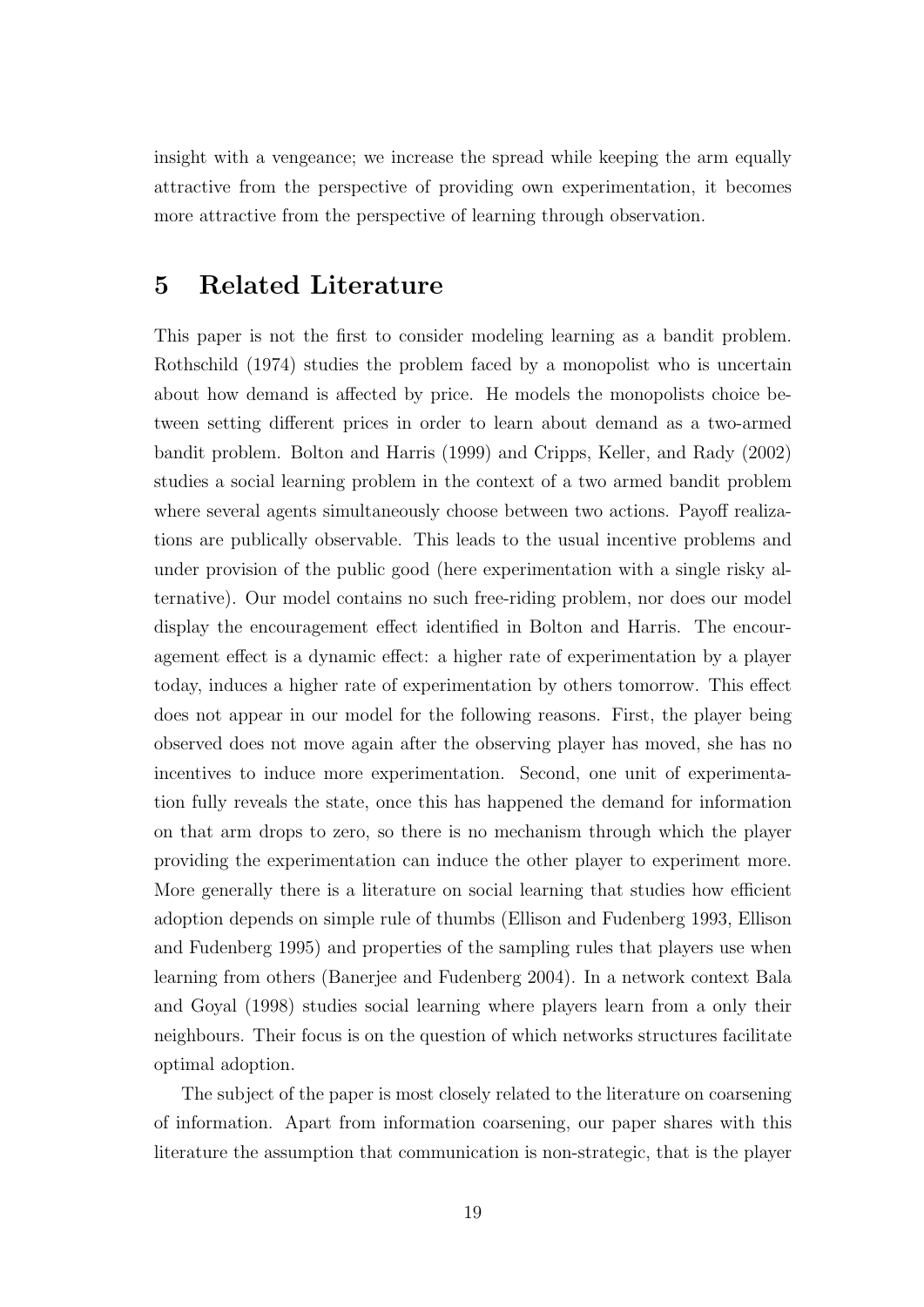insight with a vengeance; we increase the spread while keeping the arm equally attractive from the perspective of providing own experimentation, it becomes more attractive from the perspective of learning through observation.

# 5 Related Literature

This paper is not the first to consider modeling learning as a bandit problem. Rothschild (1974) studies the problem faced by a monopolist who is uncertain about how demand is affected by price. He models the monopolists choice between setting different prices in order to learn about demand as a two-armed bandit problem. Bolton and Harris (1999) and Cripps, Keller, and Rady (2002) studies a social learning problem in the context of a two armed bandit problem where several agents simultaneously choose between two actions. Payoff realizations are publically observable. This leads to the usual incentive problems and under provision of the public good (here experimentation with a single risky alternative). Our model contains no such free-riding problem, nor does our model display the encouragement effect identified in Bolton and Harris. The encouragement effect is a dynamic effect: a higher rate of experimentation by a player today, induces a higher rate of experimentation by others tomorrow. This effect does not appear in our model for the following reasons. First, the player being observed does not move again after the observing player has moved, she has no incentives to induce more experimentation. Second, one unit of experimentation fully reveals the state, once this has happened the demand for information on that arm drops to zero, so there is no mechanism through which the player providing the experimentation can induce the other player to experiment more. More generally there is a literature on social learning that studies how efficient adoption depends on simple rule of thumbs (Ellison and Fudenberg 1993, Ellison and Fudenberg 1995) and properties of the sampling rules that players use when learning from others (Banerjee and Fudenberg 2004). In a network context Bala and Goyal (1998) studies social learning where players learn from a only their neighbours. Their focus is on the question of which networks structures facilitate optimal adoption.

The subject of the paper is most closely related to the literature on coarsening of information. Apart from information coarsening, our paper shares with this literature the assumption that communication is non-strategic, that is the player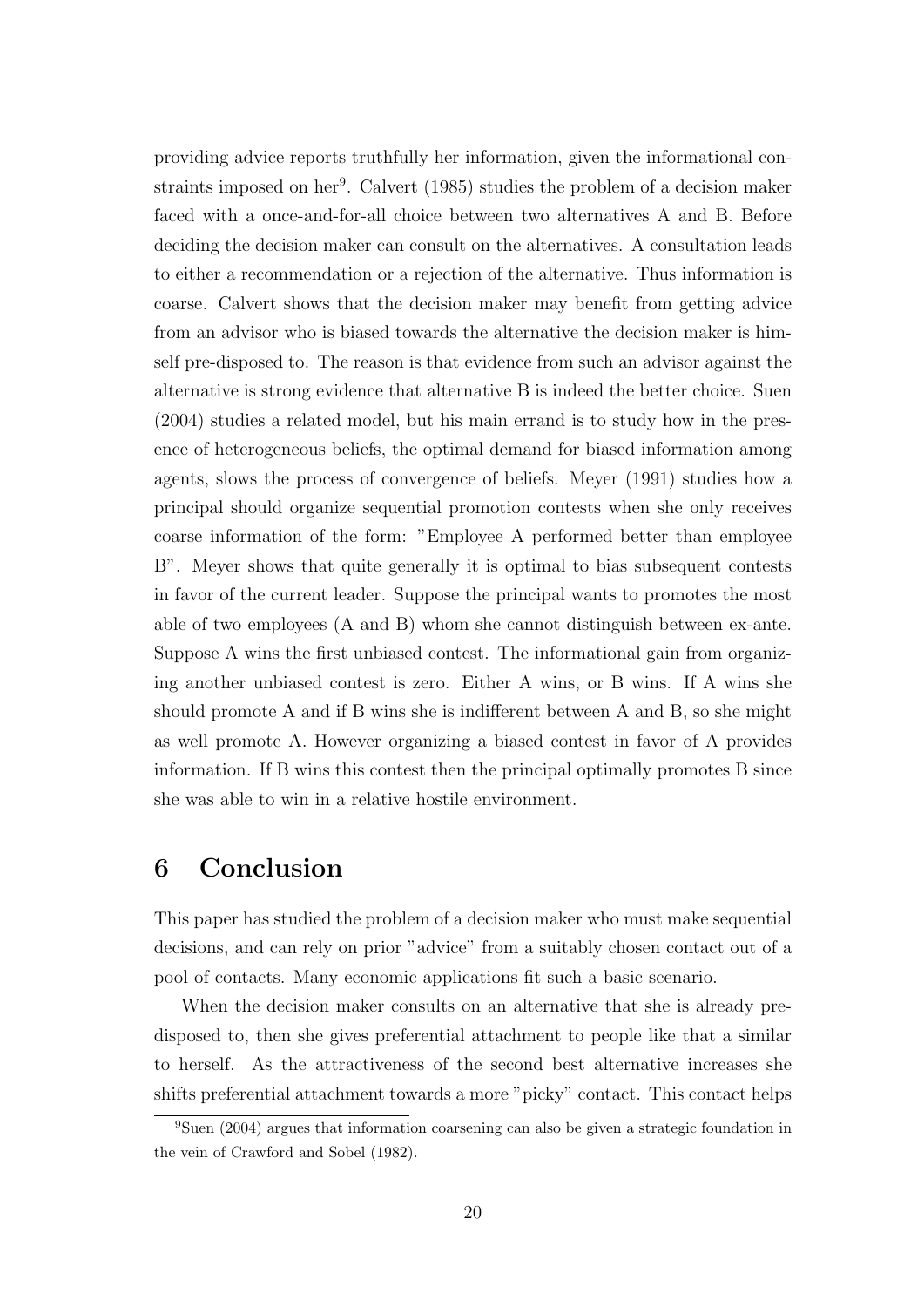providing advice reports truthfully her information, given the informational constraints imposed on her[9]. Calvert (1985) studies the problem of a decision maker faced with a once-and-for-all choice between two alternatives A and B. Before deciding the decision maker can consult on the alternatives. A consultation leads to either a recommendation or a rejection of the alternative. Thus information is coarse. Calvert shows that the decision maker may benefit from getting advice from an advisor who is biased towards the alternative the decision maker is himself pre-disposed to. The reason is that evidence from such an advisor against the alternative is strong evidence that alternative B is indeed the better choice. Suen (2004) studies a related model, but his main errand is to study how in the presence of heterogeneous beliefs, the optimal demand for biased information among agents, slows the process of convergence of beliefs. Meyer (1991) studies how a principal should organize sequential promotion contests when she only receives coarse information of the form: "Employee A performed better than employee B". Meyer shows that quite generally it is optimal to bias subsequent contests in favor of the current leader. Suppose the principal wants to promotes the most able of two employees (A and B) whom she cannot distinguish between ex-ante. Suppose A wins the first unbiased contest. The informational gain from organizing another unbiased contest is zero. Either A wins, or B wins. If A wins she should promote A and if B wins she is indifferent between A and B, so she might as well promote A. However organizing a biased contest in favor of A provides information. If B wins this contest then the principal optimally promotes B since she was able to win in a relative hostile environment.

# 6 Conclusion

This paper has studied the problem of a decision maker who must make sequential decisions, and can rely on prior "advice" from a suitably chosen contact out of a pool of contacts. Many economic applications fit such a basic scenario.

When the decision maker consults on an alternative that she is already predisposed to, then she gives preferential attachment to people like that a similar to herself. As the attractiveness of the second best alternative increases she shifts preferential attachment towards a more "picky" contact. This contact helps

[9] Suen (2004) argues that information coarsening can also be given a strategic foundation in the vein of Crawford and Sobel (1982).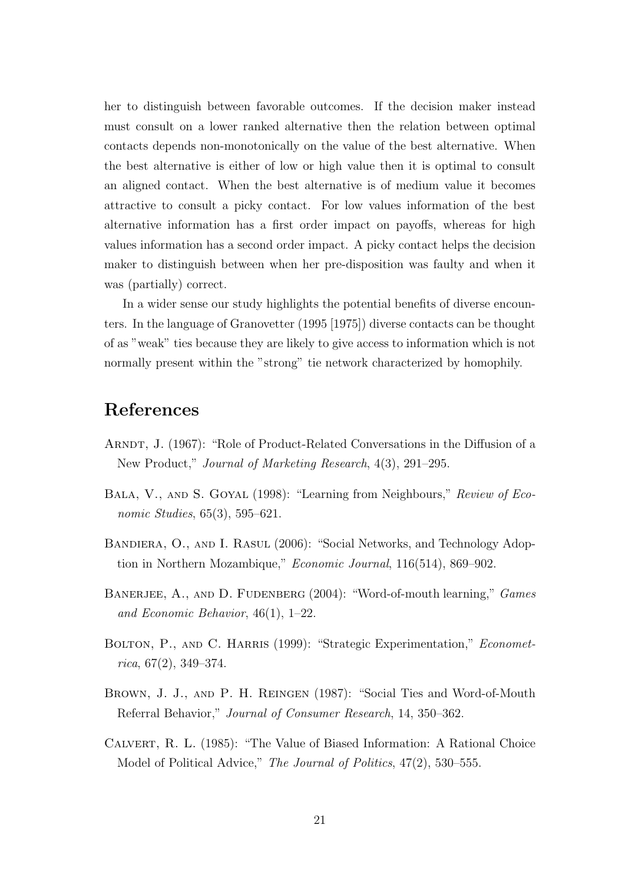her to distinguish between favorable outcomes. If the decision maker instead must consult on a lower ranked alternative then the relation between optimal contacts depends non-monotonically on the value of the best alternative. When the best alternative is either of low or high value then it is optimal to consult an aligned contact. When the best alternative is of medium value it becomes attractive to consult a picky contact. For low values information of the best alternative information has a first order impact on payoffs, whereas for high values information has a second order impact. A picky contact helps the decision maker to distinguish between when her pre-disposition was faulty and when it was (partially) correct.

In a wider sense our study highlights the potential benefits of diverse encounters. In the language of Granovetter (1995 [1975]) diverse contacts can be thought of as "weak" ties because they are likely to give access to information which is not normally present within the "strong" tie network characterized by homophily.

# References

Arndt, J. (1967): "Role of Product-Related Conversations in the Diffusion of a New Product," *Journal of Marketing Research*, 4(3), 291–295.

Bala, V., and S. Goyal (1998): "Learning from Neighbours," *Review of Economic Studies*, 65(3), 595–621.

Bandiera, O., and I. Rasul (2006): "Social Networks, and Technology Adoption in Northern Mozambique," *Economic Journal*, 116(514), 869–902.

Banerjee, A., and D. Fudenberg (2004): "Word-of-mouth learning," *Games and Economic Behavior*, 46(1), 1–22.

Bolton, P., and C. Harris (1999): "Strategic Experimentation," *Econometrica*, 67(2), 349–374.

Brown, J. J., and P. H. Reingen (1987): "Social Ties and Word-of-Mouth Referral Behavior," *Journal of Consumer Research*, 14, 350–362.

Calvert, R. L. (1985): "The Value of Biased Information: A Rational Choice Model of Political Advice," *The Journal of Politics*, 47(2), 530–555.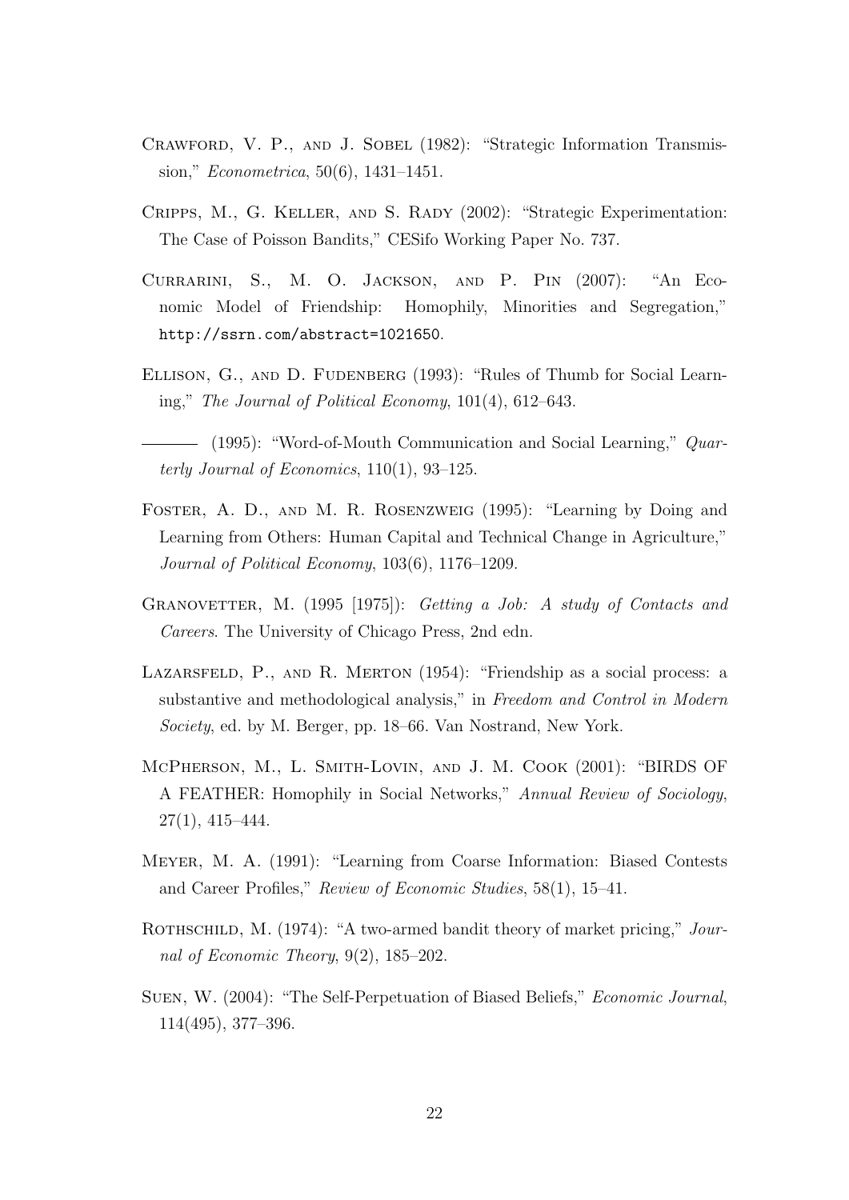Crawford, V. P., and J. Sobel (1982): "Strategic Information Transmission," *Econometrica*, 50(6), 1431–1451.

Cripps, M., G. Keller, and S. Rady (2002): "Strategic Experimentation: The Case of Poisson Bandits," CESifo Working Paper No. 737.

Currarini, S., M. O. Jackson, and P. Pin (2007): "An Economic Model of Friendship: Homophily, Minorities and Segregation," http://ssrn.com/abstract=1021650.

Ellison, G., and D. Fudenberg (1993): "Rules of Thumb for Social Learning," *The Journal of Political Economy*, 101(4), 612–643.

——— (1995): "Word-of-Mouth Communication and Social Learning," *Quarterly Journal of Economics*, 110(1), 93–125.

Foster, A. D., and M. R. Rosenzweig (1995): "Learning by Doing and Learning from Others: Human Capital and Technical Change in Agriculture," *Journal of Political Economy*, 103(6), 1176–1209.

Granovetter, M. (1995 [1975]): *Getting a Job: A study of Contacts and Careers*. The University of Chicago Press, 2nd edn.

Lazarsfeld, P., and R. Merton (1954): "Friendship as a social process: a substantive and methodological analysis," in *Freedom and Control in Modern Society*, ed. by M. Berger, pp. 18–66. Van Nostrand, New York.

McPherson, M., L. Smith-Lovin, and J. M. Cook (2001): "BIRDS OF A FEATHER: Homophily in Social Networks," *Annual Review of Sociology*, 27(1), 415–444.

Meyer, M. A. (1991): "Learning from Coarse Information: Biased Contests and Career Profiles," *Review of Economic Studies*, 58(1), 15–41.

Rothschild, M. (1974): "A two-armed bandit theory of market pricing," *Journal of Economic Theory*, 9(2), 185–202.

Suen, W. (2004): "The Self-Perpetuation of Biased Beliefs," *Economic Journal*, 114(495), 377–396.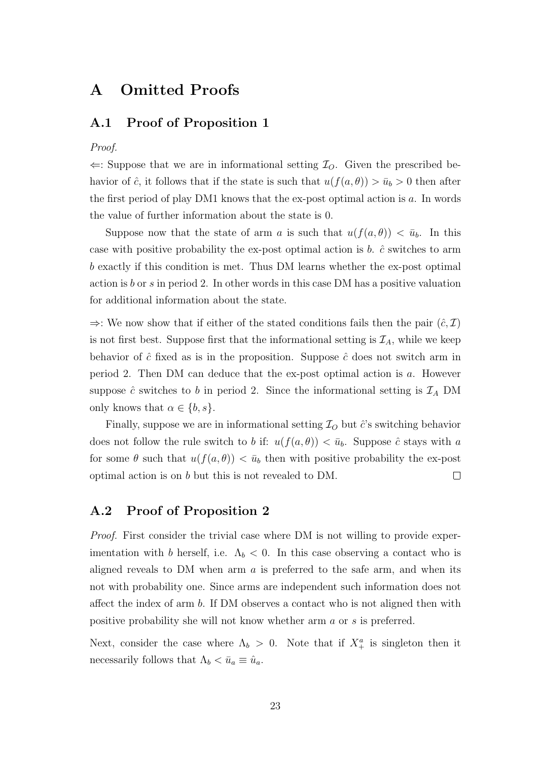# A Omitted Proofs

## A.1 Proof of Proposition 1

*Proof.*

$\Leftarrow$: Suppose that we are in informational setting $\mathcal{I}_O$. Given the prescribed behavior of $\hat{c}$, it follows that if the state is such that $u(f(a,\theta)) > \bar{u}_b > 0$ then after the first period of play DM1 knows that the ex-post optimal action is $a$. In words the value of further information about the state is 0.

Suppose now that the state of arm $a$ is such that $u(f(a,\theta)) < \bar{u}_b$. In this case with positive probability the ex-post optimal action is $b$. $\hat{c}$ switches to arm $b$ exactly if this condition is met. Thus DM learns whether the ex-post optimal action is $b$ or $s$ in period 2. In other words in this case DM has a positive valuation for additional information about the state.

$\Rightarrow$: We now show that if either of the stated conditions fails then the pair $(\hat{c}, \mathcal{I})$ is not first best. Suppose first that the informational setting is $\mathcal{I}_A$, while we keep behavior of $\hat{c}$ fixed as is in the proposition. Suppose $\hat{c}$ does not switch arm in period 2. Then DM can deduce that the ex-post optimal action is $a$. However suppose $\hat{c}$ switches to $b$ in period 2. Since the informational setting is $\mathcal{I}_A$ DM only knows that $\alpha \in \{b, s\}$.

Finally, suppose we are in informational setting $\mathcal{I}_O$ but $\hat{c}$'s switching behavior does not follow the rule switch to $b$ if: $u(f(a,\theta)) < \bar{u}_b$. Suppose $\hat{c}$ stays with $a$ for some $\theta$ such that $u(f(a,\theta)) < \bar{u}_b$ then with positive probability the ex-post optimal action is on $b$ but this is not revealed to DM. $\square$

## A.2 Proof of Proposition 2

*Proof.* First consider the trivial case where DM is not willing to provide experimentation with $b$ herself, i.e. $\Lambda_b < 0$. In this case observing a contact who is aligned reveals to DM when arm $a$ is preferred to the safe arm, and when its not with probability one. Since arms are independent such information does not affect the index of arm $b$. If DM observes a contact who is not aligned then with positive probability she will not know whether arm $a$ or $s$ is preferred.

Next, consider the case where $\Lambda_b > 0$. Note that if $X_+^a$ is singleton then it necessarily follows that $\Lambda_b < \bar{u}_a \equiv \hat{u}_a$.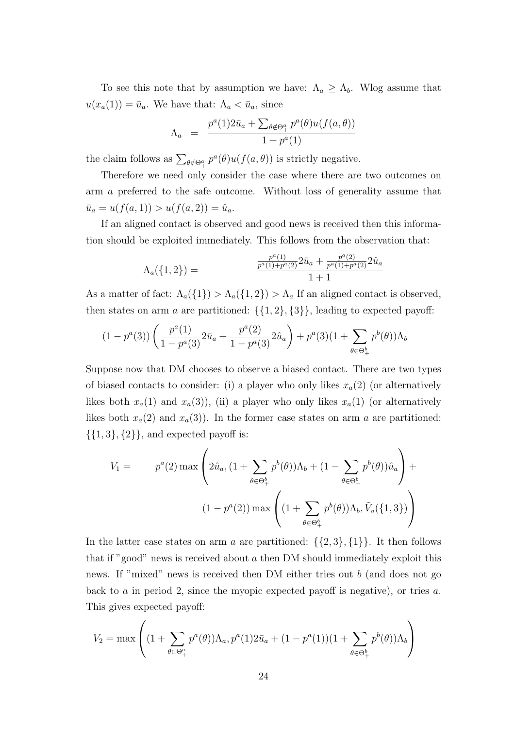To see this note that by assumption we have: $\Lambda_a \geq \Lambda_b$. Wlog assume that $u(x_a(1)) = \bar{u}_a$. We have that: $\Lambda_a < \bar{u}_a$, since

$$\Lambda_a = \frac{p^a(1)2\bar{u}_a + \sum_{\theta \notin \Theta^a_+} p^a(\theta)u(f(a,\theta))}{1 + p^a(1)}$$

the claim follows as $\sum_{\theta \notin \Theta^a_+} p^a(\theta)u(f(a,\theta))$ is strictly negative.

Therefore we need only consider the case where there are two outcomes on arm $a$ preferred to the safe outcome. Without loss of generality assume that $\bar{u}_a = u(f(a,1)) > u(f(a,2)) = \hat{u}_a$.

If an aligned contact is observed and good news is received then this information should be exploited immediately. This follows from the observation that:

$$\Lambda_a(\{1,2\}) = \frac{\frac{p^a(1)}{p^a(1)+p^a(2)}2\bar{u}_a + \frac{p^a(2)}{p^a(1)+p^a(2)}2\hat{u}_a}{1+1}$$

As a matter of fact: $\Lambda_a(\{1\}) > \Lambda_a(\{1,2\}) > \Lambda_a$ If an aligned contact is observed, then states on arm $a$ are partitioned: $\{\{1,2\},\{3\}\}$, leading to expected payoff:

$$(1-p^a(3))\left(\frac{p^a(1)}{1-p^a(3)}2\bar{u}_a + \frac{p^a(2)}{1-p^a(3)}2\hat{u}_a\right) + p^a(3)(1 + \sum_{\theta \in \Theta^b_+} p^b(\theta))\Lambda_b$$

Suppose now that DM chooses to observe a biased contact. There are two types of biased contacts to consider: (i) a player who only likes $x_a(2)$ (or alternatively likes both $x_a(1)$ and $x_a(3)$), (ii) a player who only likes $x_a(1)$ (or alternatively likes both $x_a(2)$ and $x_a(3)$). In the former case states on arm $a$ are partitioned: $\{\{1,3\},\{2\}\}$, and expected payoff is:

$$V_1 = \quad p^a(2)\max\left(2\hat{u}_a, (1 + \sum_{\theta \in \Theta^b_+} p^b(\theta))\Lambda_b + (1 - \sum_{\theta \in \Theta^b_+} p^b(\theta))\hat{u}_a\right) +$$
$$(1-p^a(2))\max\left((1 + \sum_{\theta \in \Theta^b_+} p^b(\theta))\Lambda_b, \tilde{V}_a(\{1,3\})\right)$$

In the latter case states on arm $a$ are partitioned: $\{\{2,3\},\{1\}\}$. It then follows that if "good" news is received about $a$ then DM should immediately exploit this news. If "mixed" news is received then DM either tries out $b$ (and does not go back to $a$ in period 2, since the myopic expected payoff is negative), or tries $a$. This gives expected payoff:

$$V_2 = \max\left((1 + \sum_{\theta \in \Theta^a_+} p^a(\theta))\Lambda_a, p^a(1)2\bar{u}_a + (1-p^a(1))(1 + \sum_{\theta \in \Theta^b_+} p^b(\theta))\Lambda_b\right)$$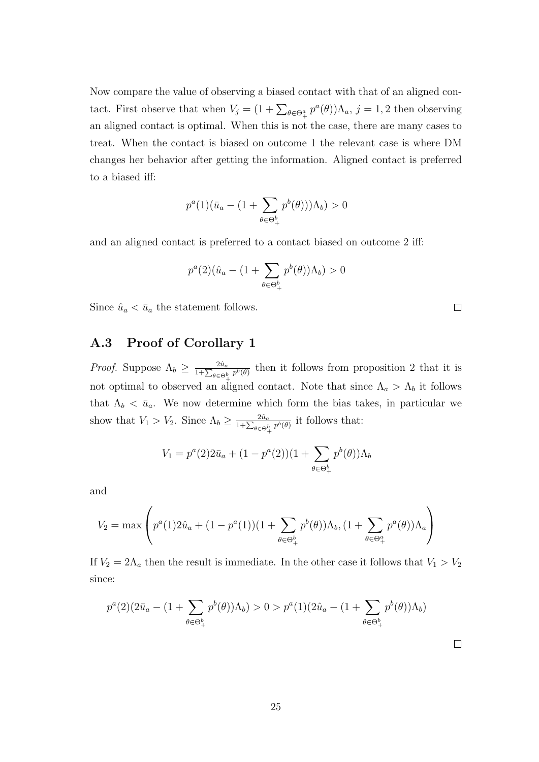Now compare the value of observing a biased contact with that of an aligned contact. First observe that when $V_j = (1 + \sum_{\theta \in \Theta^a_+} p^a(\theta))\Lambda_a$, $j = 1, 2$ then observing an aligned contact is optimal. When this is not the case, there are many cases to treat. When the contact is biased on outcome 1 the relevant case is where DM changes her behavior after getting the information. Aligned contact is preferred to a biased iff:

$$p^a(1)(\bar{u}_a - (1 + \sum_{\theta \in \Theta^b_+} p^b(\theta)))\Lambda_b) > 0$$

and an aligned contact is preferred to a contact biased on outcome 2 iff:

$$p^a(2)(\hat{u}_a - (1 + \sum_{\theta \in \Theta^b_+} p^b(\theta))\Lambda_b) > 0$$

Since $\hat{u}_a < \bar{u}_a$ the statement follows. □

## A.3 Proof of Corollary 1

*Proof.* Suppose $\Lambda_b \geq \frac{2\hat{u}_a}{1+\sum_{\theta \in \Theta^b_+} p^b(\theta)}$ then it follows from proposition 2 that it is not optimal to observed an aligned contact. Note that since $\Lambda_a > \Lambda_b$ it follows that $\Lambda_b < \bar{u}_a$. We now determine which form the bias takes, in particular we show that $V_1 > V_2$. Since $\Lambda_b \geq \frac{2\hat{u}_a}{1+\sum_{\theta \in \Theta^b_+} p^b(\theta)}$ it follows that:

$$V_1 = p^a(2)2\bar{u}_a + (1 - p^a(2))(1 + \sum_{\theta \in \Theta^b_+} p^b(\theta))\Lambda_b$$

and

$$V_2 = \max\left(p^a(1)2\hat{u}_a + (1 - p^a(1))(1 + \sum_{\theta \in \Theta^b_+} p^b(\theta))\Lambda_b, (1 + \sum_{\theta \in \Theta^a_+} p^a(\theta))\Lambda_a\right)$$

If $V_2 = 2\Lambda_a$ then the result is immediate. In the other case it follows that $V_1 > V_2$ since:

$$p^a(2)(2\bar{u}_a - (1 + \sum_{\theta \in \Theta^b_+} p^b(\theta))\Lambda_b) > 0 > p^a(1)(2\hat{u}_a - (1 + \sum_{\theta \in \Theta^b_+} p^b(\theta))\Lambda_b)$$

□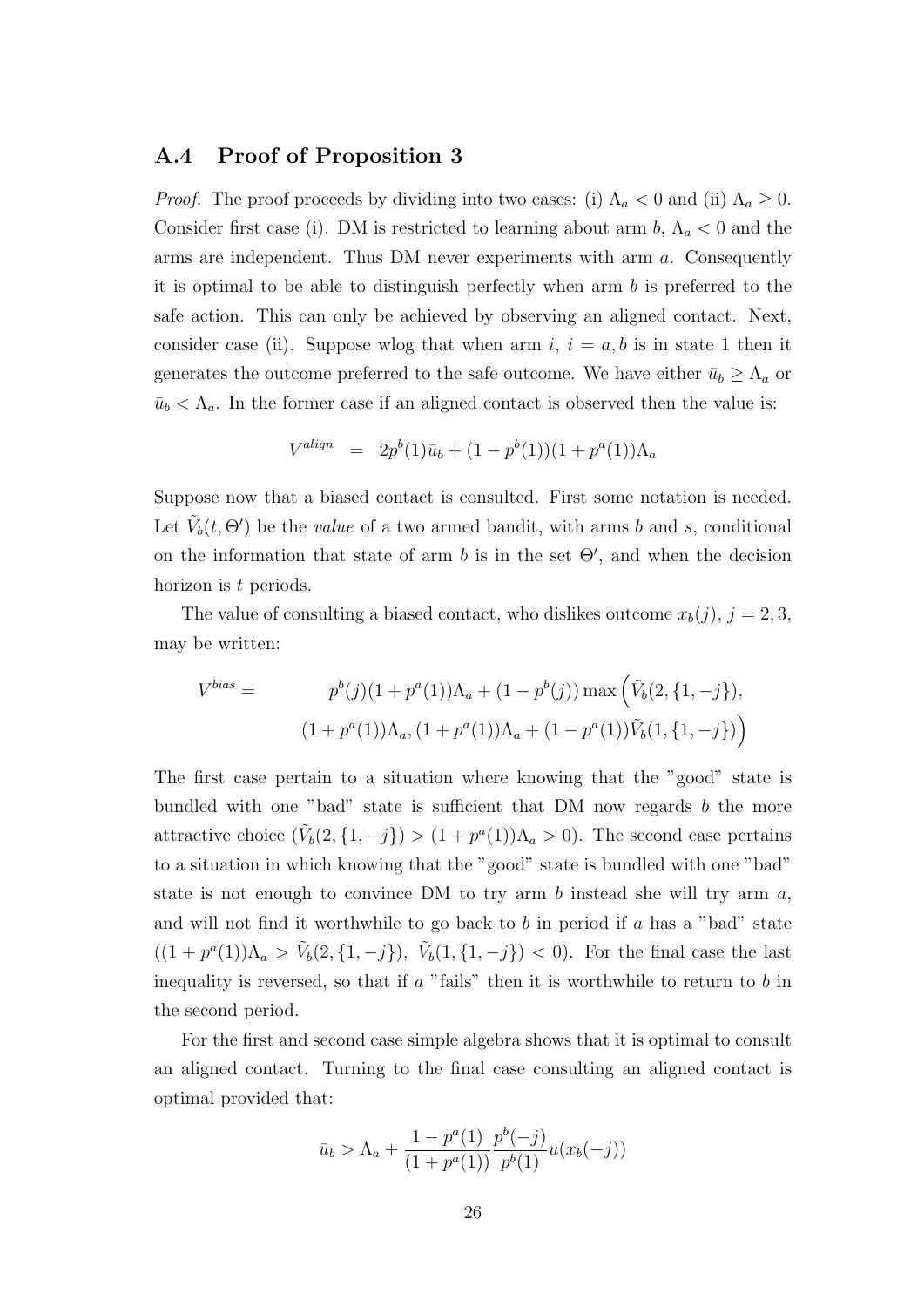### A.4 Proof of Proposition 3

*Proof.* The proof proceeds by dividing into two cases: (i) $\Lambda_a < 0$ and (ii) $\Lambda_a \geq 0$. Consider first case (i). DM is restricted to learning about arm $b$, $\Lambda_a < 0$ and the arms are independent. Thus DM never experiments with arm $a$. Consequently it is optimal to be able to distinguish perfectly when arm $b$ is preferred to the safe action. This can only be achieved by observing an aligned contact. Next, consider case (ii). Suppose wlog that when arm $i$, $i = a, b$ is in state 1 then it generates the outcome preferred to the safe outcome. We have either $\bar{u}_b \geq \Lambda_a$ or $\bar{u}_b < \Lambda_a$. In the former case if an aligned contact is observed then the value is:

$$V^{align} \;\; = \;\; 2p^b(1)\bar{u}_b + (1 - p^b(1))(1 + p^a(1))\Lambda_a$$

Suppose now that a biased contact is consulted. First some notation is needed. Let $\tilde{V}_b(t, \Theta')$ be the *value* of a two armed bandit, with arms $b$ and $s$, conditional on the information that state of arm $b$ is in the set $\Theta'$, and when the decision horizon is $t$ periods.

The value of consulting a biased contact, who dislikes outcome $x_b(j)$, $j = 2, 3$, may be written:

$$V^{bias} = \quad p^b(j)(1 + p^a(1))\Lambda_a + (1 - p^b(j)) \max\Big(\tilde{V}_b(2, \{1, -j\}), \\ (1 + p^a(1))\Lambda_a, (1 + p^a(1))\Lambda_a + (1 - p^a(1))\tilde{V}_b(1, \{1, -j\})\Big)$$

The first case pertain to a situation where knowing that the "good" state is bundled with one "bad" state is sufficient that DM now regards $b$ the more attractive choice ($\tilde{V}_b(2, \{1, -j\}) > (1 + p^a(1))\Lambda_a > 0$). The second case pertains to a situation in which knowing that the "good" state is bundled with one "bad" state is not enough to convince DM to try arm $b$ instead she will try arm $a$, and will not find it worthwhile to go back to $b$ in period if $a$ has a "bad" state ($(1 + p^a(1))\Lambda_a > \tilde{V}_b(2, \{1, -j\})$, $\tilde{V}_b(1, \{1, -j\}) < 0$). For the final case the last inequality is reversed, so that if $a$ "fails" then it is worthwhile to return to $b$ in the second period.

For the first and second case simple algebra shows that it is optimal to consult an aligned contact. Turning to the final case consulting an aligned contact is optimal provided that:

$$\bar{u}_b > \Lambda_a + \frac{1 - p^a(1)}{(1 + p^a(1))} \frac{p^b(-j)}{p^b(1)} u(x_b(-j))$$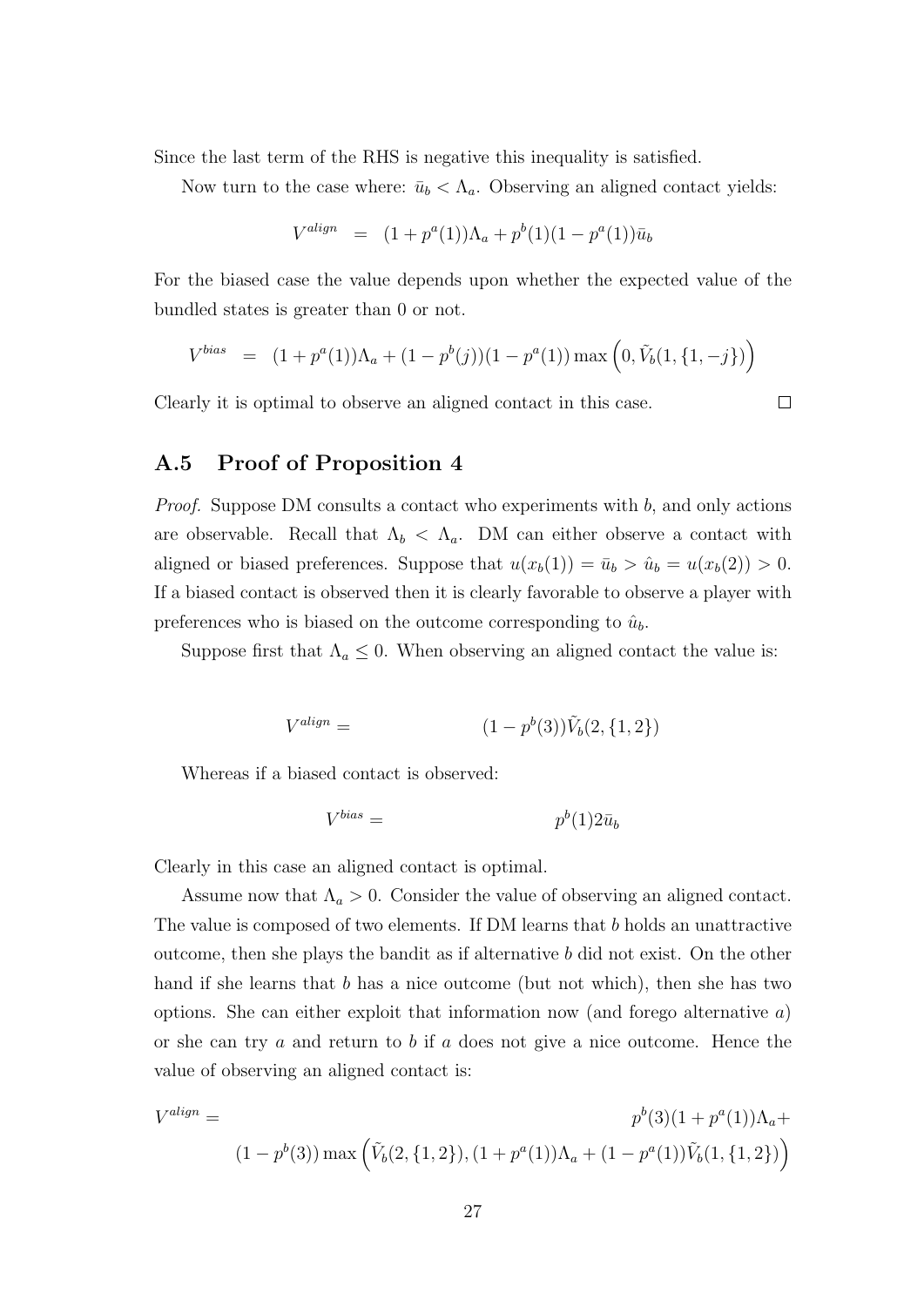Since the last term of the RHS is negative this inequality is satisfied.

Now turn to the case where: $\bar{u}_b < \Lambda_a$. Observing an aligned contact yields:

$$V^{align} = (1 + p^a(1))\Lambda_a + p^b(1)(1 - p^a(1))\bar{u}_b$$

For the biased case the value depends upon whether the expected value of the bundled states is greater than 0 or not.

$$V^{bias} = (1 + p^a(1))\Lambda_a + (1 - p^b(j))(1 - p^a(1)) \max\left(0, \tilde{V}_b(1, \{1, -j\})\right)$$

Clearly it is optimal to observe an aligned contact in this case. □

## A.5 Proof of Proposition 4

*Proof.* Suppose DM consults a contact who experiments with $b$, and only actions are observable. Recall that $\Lambda_b < \Lambda_a$. DM can either observe a contact with aligned or biased preferences. Suppose that $u(x_b(1)) = \bar{u}_b > \hat{u}_b = u(x_b(2)) > 0$. If a biased contact is observed then it is clearly favorable to observe a player with preferences who is biased on the outcome corresponding to $\hat{u}_b$.

Suppose first that $\Lambda_a \leq 0$. When observing an aligned contact the value is:

$$V^{align} = (1 - p^b(3))\tilde{V}_b(2, \{1, 2\})$$

Whereas if a biased contact is observed:

$$V^{bias} = p^b(1)2\bar{u}_b$$

Clearly in this case an aligned contact is optimal.

Assume now that $\Lambda_a > 0$. Consider the value of observing an aligned contact. The value is composed of two elements. If DM learns that $b$ holds an unattractive outcome, then she plays the bandit as if alternative $b$ did not exist. On the other hand if she learns that $b$ has a nice outcome (but not which), then she has two options. She can either exploit that information now (and forego alternative $a$) or she can try $a$ and return to $b$ if $a$ does not give a nice outcome. Hence the value of observing an aligned contact is:

$$V^{align} = p^b(3)(1 + p^a(1))\Lambda_a + (1 - p^b(3)) \max\left(\tilde{V}_b(2, \{1, 2\}), (1 + p^a(1))\Lambda_a + (1 - p^a(1))\tilde{V}_b(1, \{1, 2\})\right)$$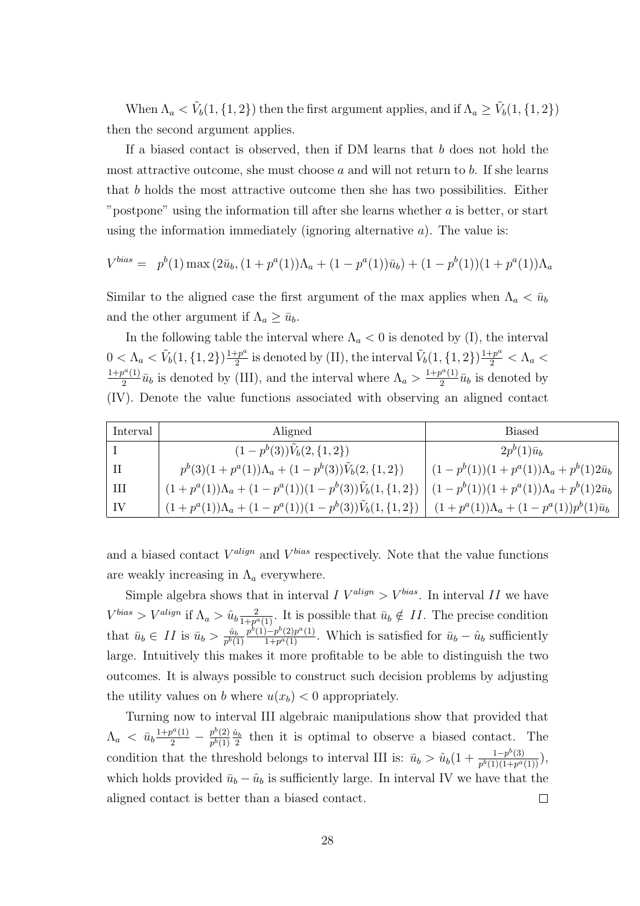When $\Lambda_a < \tilde{V}_b(1,\{1,2\})$ then the first argument applies, and if $\Lambda_a \geq \tilde{V}_b(1,\{1,2\})$ then the second argument applies.

If a biased contact is observed, then if DM learns that $b$ does not hold the most attractive outcome, she must choose $a$ and will not return to $b$. If she learns that $b$ holds the most attractive outcome then she has two possibilities. Either "postpone" using the information till after she learns whether $a$ is better, or start using the information immediately (ignoring alternative $a$). The value is:

$$V^{bias} = \; p^b(1)\max\left(2\bar{u}_b, (1+p^a(1))\Lambda_a + (1-p^a(1))\bar{u}_b\right) + (1-p^b(1))(1+p^a(1))\Lambda_a$$

Similar to the aligned case the first argument of the max applies when $\Lambda_a < \bar{u}_b$ and the other argument if $\Lambda_a \geq \bar{u}_b$.

In the following table the interval where $\Lambda_a < 0$ is denoted by (I), the interval $0 < \Lambda_a < \tilde{V}_b(1,\{1,2\})\frac{1+p^a}{2}$ is denoted by (II), the interval $\tilde{V}_b(1,\{1,2\})\frac{1+p^a}{2} < \Lambda_a < \frac{1+p^a(1)}{2}\bar{u}_b$ is denoted by (III), and the interval where $\Lambda_a > \frac{1+p^a(1)}{2}\bar{u}_b$ is denoted by (IV). Denote the value functions associated with observing an aligned contact

| Interval | Aligned | Biased |
|---|---|---|
| I | $(1-p^b(3))\tilde{V}_b(2,\{1,2\})$ | $2p^b(1)\bar{u}_b$ |
| II | $p^b(3)(1+p^a(1))\Lambda_a + (1-p^b(3))\tilde{V}_b(2,\{1,2\})$ | $(1-p^b(1))(1+p^a(1))\Lambda_a + p^b(1)2\bar{u}_b$ |
| III | $(1+p^a(1))\Lambda_a + (1-p^a(1))(1-p^b(3))\tilde{V}_b(1,\{1,2\})$ | $(1-p^b(1))(1+p^a(1))\Lambda_a + p^b(1)2\bar{u}_b$ |
| IV | $(1+p^a(1))\Lambda_a + (1-p^a(1))(1-p^b(3))\tilde{V}_b(1,\{1,2\})$ | $(1+p^a(1))\Lambda_a + (1-p^a(1))p^b(1)\bar{u}_b$ |

and a biased contact $V^{align}$ and $V^{bias}$ respectively. Note that the value functions are weakly increasing in $\Lambda_a$ everywhere.

Simple algebra shows that in interval $I$ $V^{align} > V^{bias}$. In interval $II$ we have $V^{bias} > V^{align}$ if $\Lambda_a > \hat{u}_b\frac{2}{1+p^a(1)}$. It is possible that $\bar{u}_b \notin II$. The precise condition that $\bar{u}_b \in II$ is $\bar{u}_b > \frac{\hat{u}_b}{p^b(1)}\frac{p^b(1)-p^b(2)p^a(1)}{1+p^a(1)}$. Which is satisfied for $\bar{u}_b - \hat{u}_b$ sufficiently large. Intuitively this makes it more profitable to be able to distinguish the two outcomes. It is always possible to construct such decision problems by adjusting the utility values on $b$ where $u(x_b) < 0$ appropriately.

Turning now to interval III algebraic manipulations show that provided that $\Lambda_a < \bar{u}_b\frac{1+p^a(1)}{2} - \frac{p^b(2)}{p^b(1)}\frac{\hat{u}_b}{2}$ then it is optimal to observe a biased contact. The condition that the threshold belongs to interval III is: $\bar{u}_b > \hat{u}_b(1 + \frac{1-p^b(3)}{p^b(1)(1+p^a(1))})$, which holds provided $\bar{u}_b - \hat{u}_b$ is sufficiently large. In interval IV we have that the aligned contact is better than a biased contact. $\square$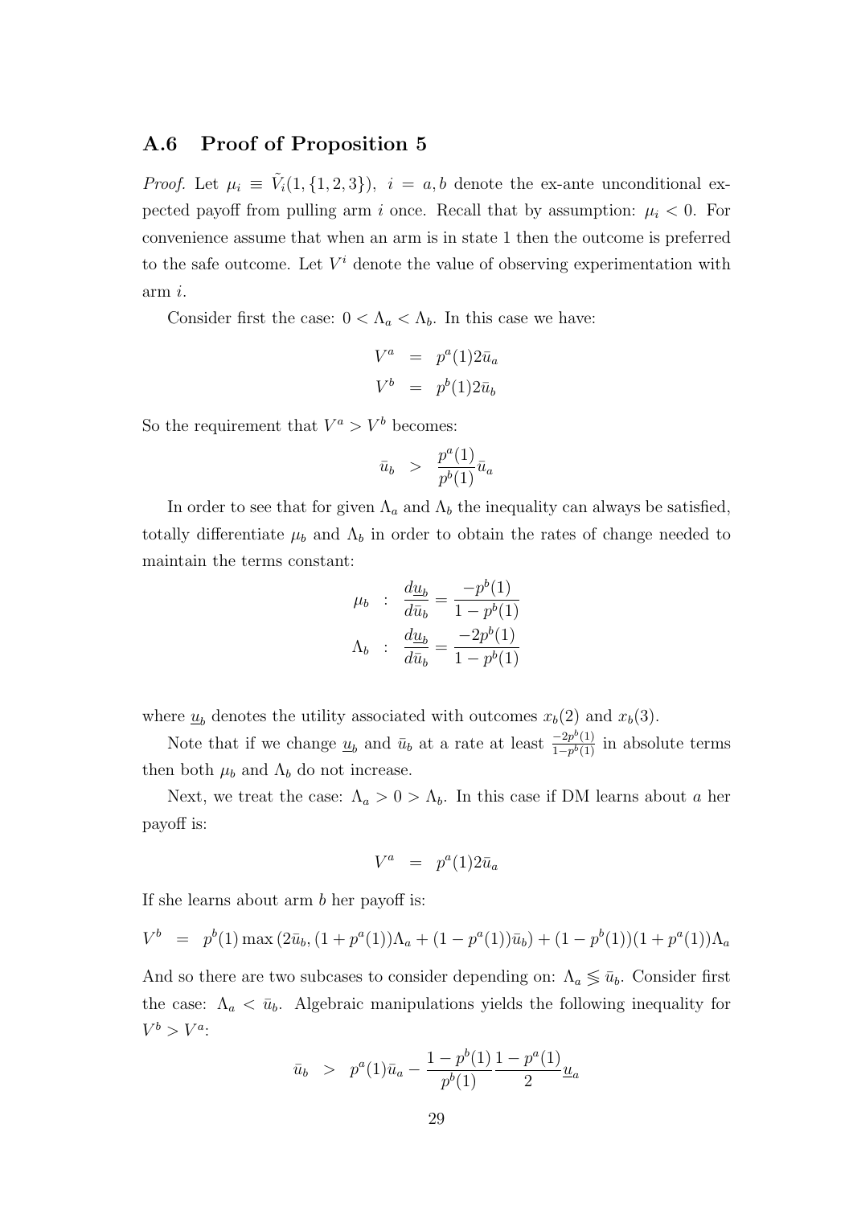### A.6 Proof of Proposition 5

*Proof.* Let $\mu_i \equiv \tilde{V}_i(1, \{1, 2, 3\})$, $i = a, b$ denote the ex-ante unconditional expected payoff from pulling arm $i$ once. Recall that by assumption: $\mu_i < 0$. For convenience assume that when an arm is in state 1 then the outcome is preferred to the safe outcome. Let $V^i$ denote the value of observing experimentation with arm $i$.

Consider first the case: $0 < \Lambda_a < \Lambda_b$. In this case we have:

$$
\begin{aligned}
V^a &= p^a(1) 2\bar{u}_a \\
V^b &= p^b(1) 2\bar{u}_b
\end{aligned}
$$

So the requirement that $V^a > V^b$ becomes:

$$
\bar{u}_b > \frac{p^a(1)}{p^b(1)} \bar{u}_a
$$

In order to see that for given $\Lambda_a$ and $\Lambda_b$ the inequality can always be satisfied, totally differentiate $\mu_b$ and $\Lambda_b$ in order to obtain the rates of change needed to maintain the terms constant:

$$
\begin{aligned}
\mu_b &: \frac{d\underline{u}_b}{d\bar{u}_b} = \frac{-p^b(1)}{1 - p^b(1)} \\
\Lambda_b &: \frac{d\underline{u}_b}{d\bar{u}_b} = \frac{-2p^b(1)}{1 - p^b(1)}
\end{aligned}
$$

where $\underline{u}_b$ denotes the utility associated with outcomes $x_b(2)$ and $x_b(3)$.

Note that if we change $\underline{u}_b$ and $\bar{u}_b$ at a rate at least $\frac{-2p^b(1)}{1-p^b(1)}$ in absolute terms then both $\mu_b$ and $\Lambda_b$ do not increase.

Next, we treat the case: $\Lambda_a > 0 > \Lambda_b$. In this case if DM learns about $a$ her payoff is:

$$
V^a = p^a(1) 2\bar{u}_a
$$

If she learns about arm $b$ her payoff is:

$$
V^b = p^b(1) \max\left(2\bar{u}_b, (1 + p^a(1))\Lambda_a + (1 - p^a(1))\bar{u}_b\right) + (1 - p^b(1))(1 + p^a(1))\Lambda_a
$$

And so there are two subcases to consider depending on: $\Lambda_a \lesseqgtr \bar{u}_b$. Consider first the case: $\Lambda_a < \bar{u}_b$. Algebraic manipulations yields the following inequality for $V^b > V^a$:

$$
\bar{u}_b > p^a(1)\bar{u}_a - \frac{1 - p^b(1)}{p^b(1)} \frac{1 - p^a(1)}{2} \underline{u}_a
$$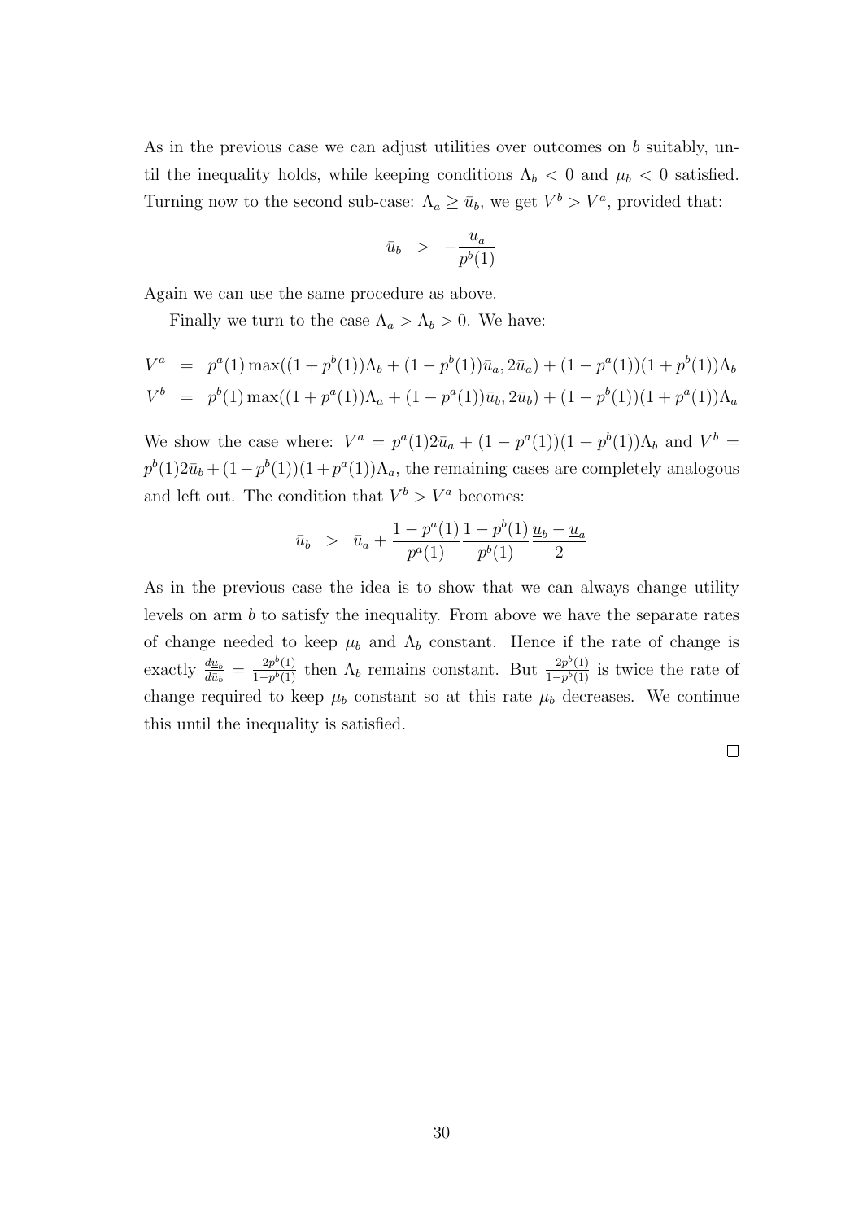As in the previous case we can adjust utilities over outcomes on $b$ suitably, until the inequality holds, while keeping conditions $\Lambda_b < 0$ and $\mu_b < 0$ satisfied. Turning now to the second sub-case: $\Lambda_a \geq \bar{u}_b$, we get $V^b > V^a$, provided that:

$$\bar{u}_b \quad > \quad -\frac{\underline{u}_a}{p^b(1)}$$

Again we can use the same procedure as above.

Finally we turn to the case $\Lambda_a > \Lambda_b > 0$. We have:

$$\begin{aligned}
V^a &= p^a(1)\max((1+p^b(1))\Lambda_b + (1-p^b(1))\bar{u}_a, 2\bar{u}_a) + (1-p^a(1))(1+p^b(1))\Lambda_b \\
V^b &= p^b(1)\max((1+p^a(1))\Lambda_a + (1-p^a(1))\bar{u}_b, 2\bar{u}_b) + (1-p^b(1))(1+p^a(1))\Lambda_a
\end{aligned}$$

We show the case where: $V^a = p^a(1)2\bar{u}_a + (1-p^a(1))(1+p^b(1))\Lambda_b$ and $V^b = p^b(1)2\bar{u}_b + (1-p^b(1))(1+p^a(1))\Lambda_a$, the remaining cases are completely analogous and left out. The condition that $V^b > V^a$ becomes:

$$\bar{u}_b \quad > \quad \bar{u}_a + \frac{1-p^a(1)}{p^a(1)}\frac{1-p^b(1)}{p^b(1)}\frac{\underline{u}_b - \underline{u}_a}{2}$$

As in the previous case the idea is to show that we can always change utility levels on arm $b$ to satisfy the inequality. From above we have the separate rates of change needed to keep $\mu_b$ and $\Lambda_b$ constant. Hence if the rate of change is exactly $\frac{d\underline{u}_b}{d\bar{u}_b} = \frac{-2p^b(1)}{1-p^b(1)}$ then $\Lambda_b$ remains constant. But $\frac{-2p^b(1)}{1-p^b(1)}$ is twice the rate of change required to keep $\mu_b$ constant so at this rate $\mu_b$ decreases. We continue this until the inequality is satisfied.

□